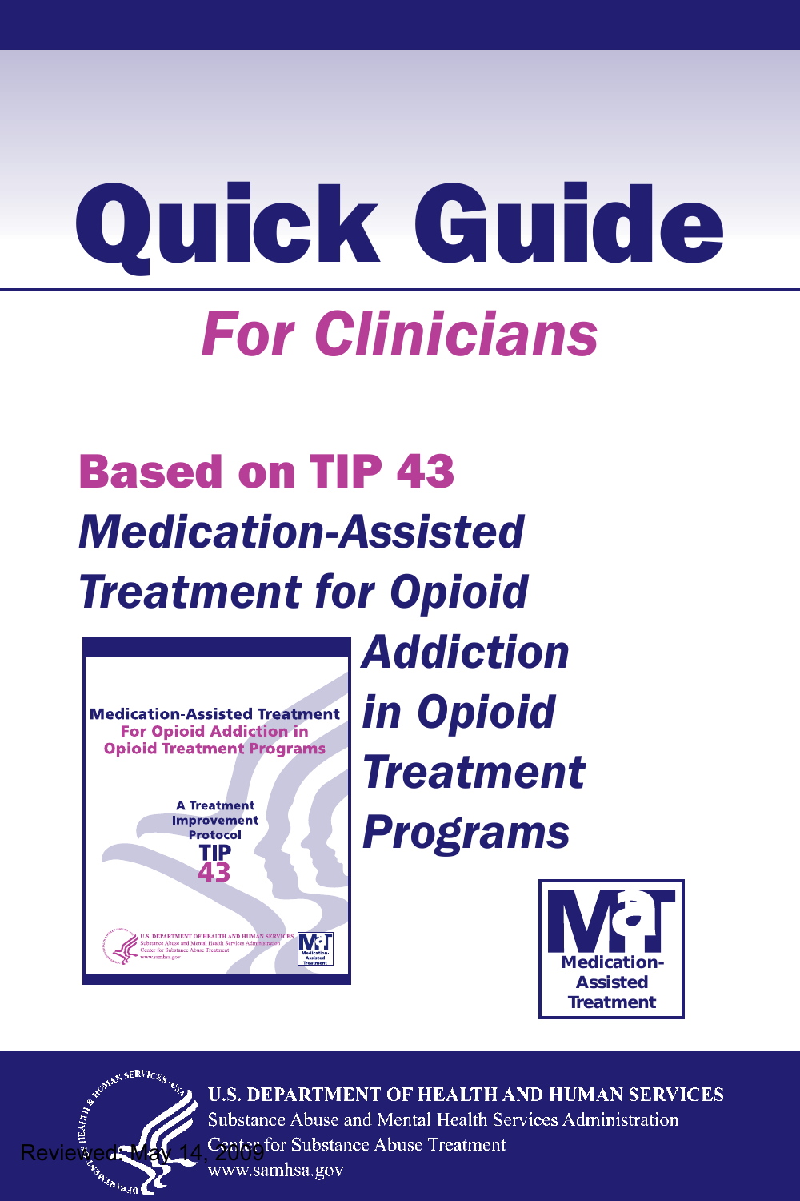# Quick Guide

## *For Clinicians*

## Based on TIP 43

## *Medication-Assisted Treatment for Opioid Addiction in Opioid Treatment Programs*

Medication-Assisted Treatment For Opioid Addiction in Opioid Treatment Programs

A Treatment Improvement Protocol TIP 43

MAT Medication-Assisted Treatment

U.S. DEPARTMENT OF HEALTH AND HUMAN SERVICES
Substance Abuse and Mental Health Services Administration
Center for Substance Abuse Treatment
www.samhsa.gov

Reviewed: May 14, 2009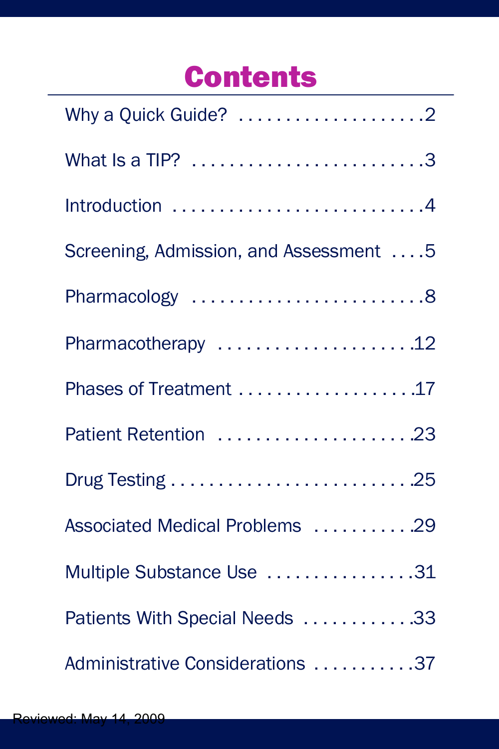# Contents

Why a Quick Guide? . . . . . . . . . . . . . . . . . . . . 2

What Is a TIP? . . . . . . . . . . . . . . . . . . . . . . . . . 3

Introduction . . . . . . . . . . . . . . . . . . . . . . . . . . . 4

Screening, Admission, and Assessment . . . . 5

Pharmacology . . . . . . . . . . . . . . . . . . . . . . . . . 8

Pharmacotherapy . . . . . . . . . . . . . . . . . . . . . 12

Phases of Treatment . . . . . . . . . . . . . . . . . . 17

Patient Retention . . . . . . . . . . . . . . . . . . . . . 23

Drug Testing . . . . . . . . . . . . . . . . . . . . . . . . . 25

Associated Medical Problems . . . . . . . . . . . 29

Multiple Substance Use . . . . . . . . . . . . . . . . 31

Patients With Special Needs . . . . . . . . . . . . 33

Administrative Considerations . . . . . . . . . . . 37

Reviewed: May 14, 2009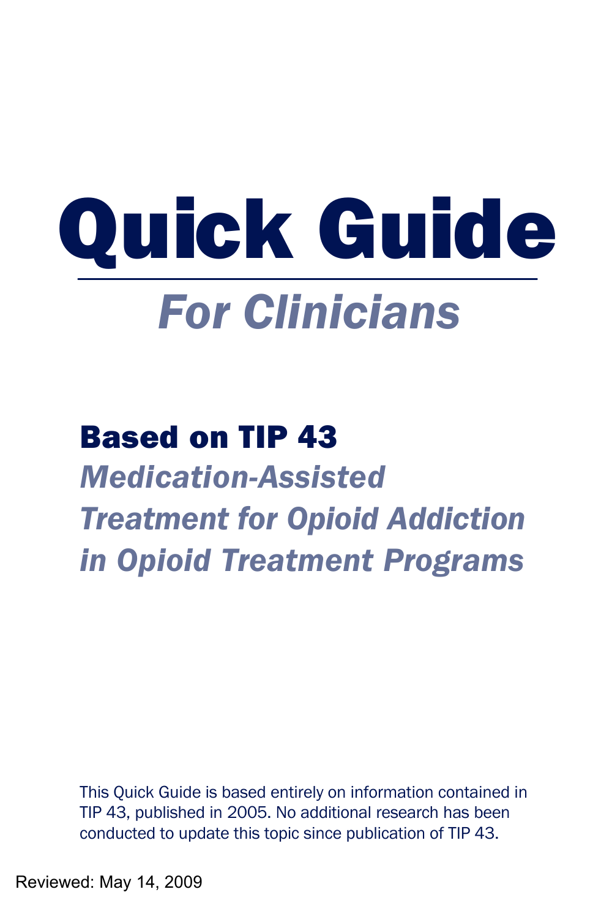# Quick Guide

## *For Clinicians*

**Based on TIP 43**

*Medication-Assisted Treatment for Opioid Addiction in Opioid Treatment Programs*

This Quick Guide is based entirely on information contained in TIP 43, published in 2005. No additional research has been conducted to update this topic since publication of TIP 43.

Reviewed: May 14, 2009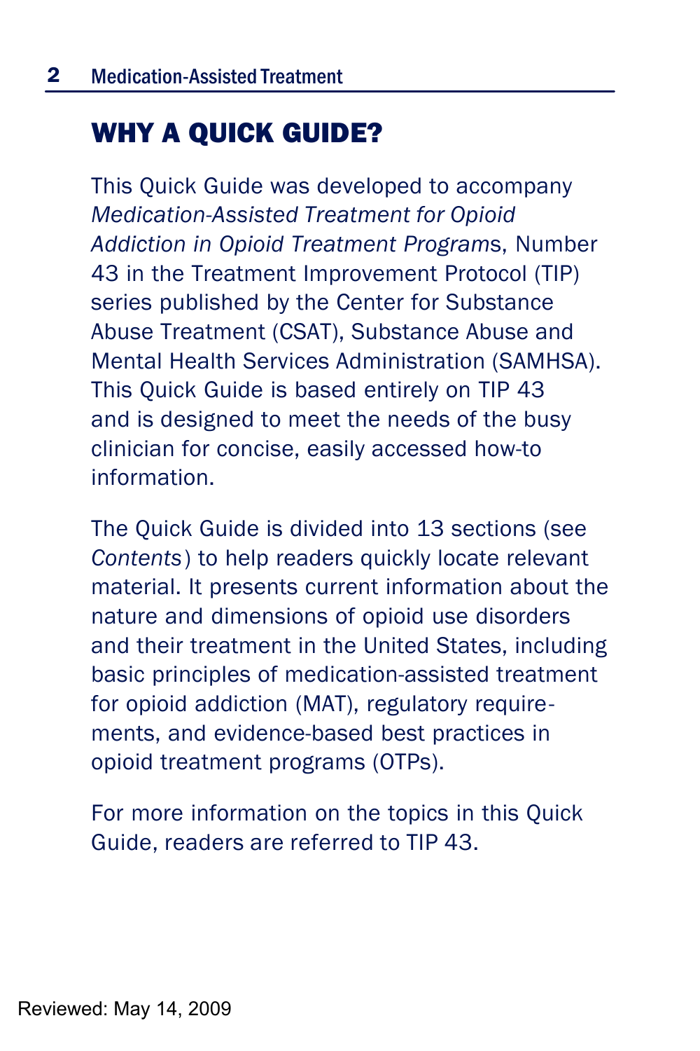## WHY A QUICK GUIDE?

This Quick Guide was developed to accompany *Medication-Assisted Treatment for Opioid Addiction in Opioid Treatment Programs*, Number 43 in the Treatment Improvement Protocol (TIP) series published by the Center for Substance Abuse Treatment (CSAT), Substance Abuse and Mental Health Services Administration (SAMHSA). This Quick Guide is based entirely on TIP 43 and is designed to meet the needs of the busy clinician for concise, easily accessed how-to information.

The Quick Guide is divided into 13 sections (see *Contents*) to help readers quickly locate relevant material. It presents current information about the nature and dimensions of opioid use disorders and their treatment in the United States, including basic principles of medication-assisted treatment for opioid addiction (MAT), regulatory requirements, and evidence-based best practices in opioid treatment programs (OTPs).

For more information on the topics in this Quick Guide, readers are referred to TIP 43.

Reviewed: May 14, 2009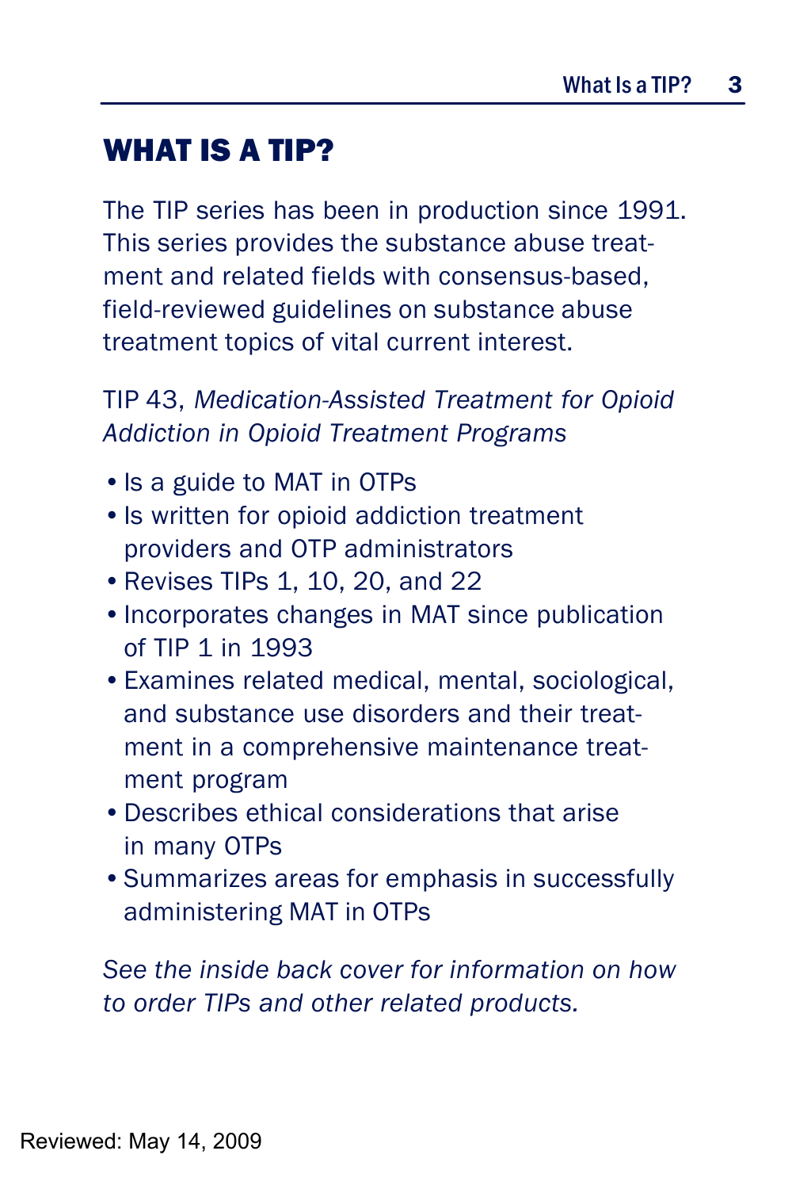# WHAT IS A TIP?

The TIP series has been in production since 1991. This series provides the substance abuse treatment and related fields with consensus-based, field-reviewed guidelines on substance abuse treatment topics of vital current interest.

TIP 43, *Medication-Assisted Treatment for Opioid Addiction in Opioid Treatment Programs*

- Is a guide to MAT in OTPs
- Is written for opioid addiction treatment providers and OTP administrators
- Revises TIPs 1, 10, 20, and 22
- Incorporates changes in MAT since publication of TIP 1 in 1993
- Examines related medical, mental, sociological, and substance use disorders and their treatment in a comprehensive maintenance treatment program
- Describes ethical considerations that arise in many OTPs
- Summarizes areas for emphasis in successfully administering MAT in OTPs

*See the inside back cover for information on how to order TIPs and other related products.*

Reviewed: May 14, 2009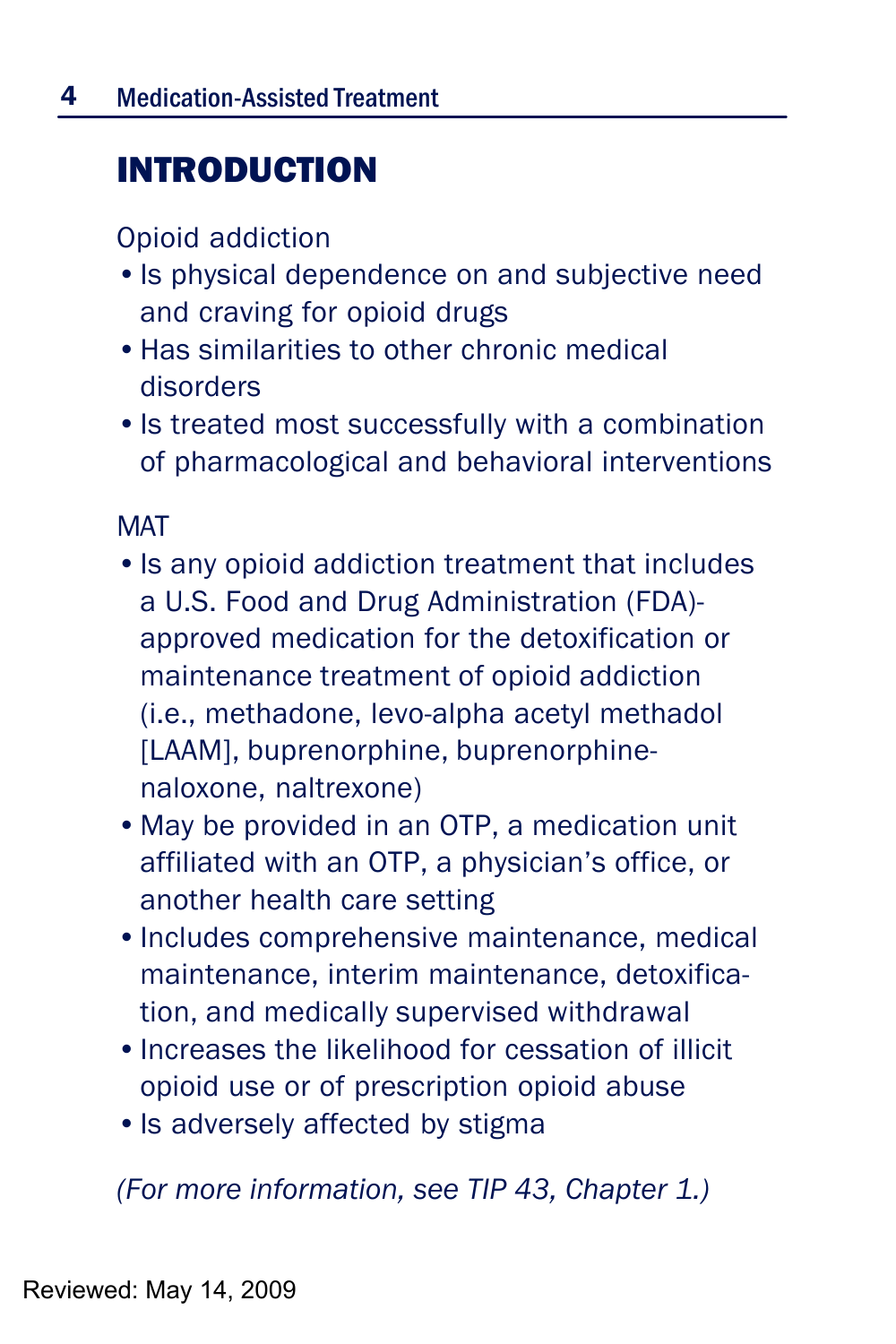# INTRODUCTION

Opioid addiction

- Is physical dependence on and subjective need and craving for opioid drugs
- Has similarities to other chronic medical disorders
- Is treated most successfully with a combination of pharmacological and behavioral interventions

MAT

- Is any opioid addiction treatment that includes a U.S. Food and Drug Administration (FDA)-approved medication for the detoxification or maintenance treatment of opioid addiction (i.e., methadone, levo-alpha acetyl methadol [LAAM], buprenorphine, buprenorphine-naloxone, naltrexone)
- May be provided in an OTP, a medication unit affiliated with an OTP, a physician's office, or another health care setting
- Includes comprehensive maintenance, medical maintenance, interim maintenance, detoxification, and medically supervised withdrawal
- Increases the likelihood for cessation of illicit opioid use or of prescription opioid abuse
- Is adversely affected by stigma

*(For more information, see TIP 43, Chapter 1.)*

Reviewed: May 14, 2009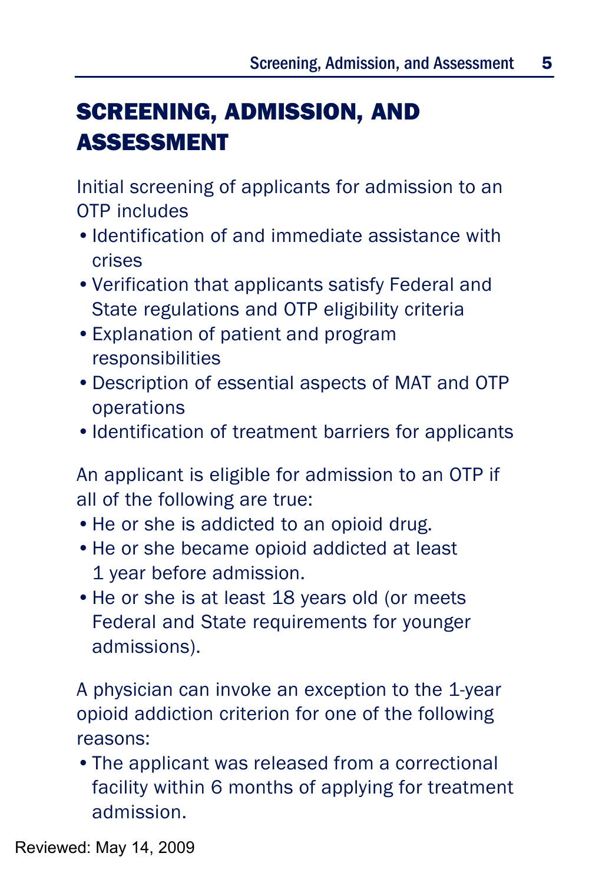# SCREENING, ADMISSION, AND ASSESSMENT

Initial screening of applicants for admission to an OTP includes

- Identification of and immediate assistance with crises
- Verification that applicants satisfy Federal and State regulations and OTP eligibility criteria
- Explanation of patient and program responsibilities
- Description of essential aspects of MAT and OTP operations
- Identification of treatment barriers for applicants

An applicant is eligible for admission to an OTP if all of the following are true:

- He or she is addicted to an opioid drug.
- He or she became opioid addicted at least 1 year before admission.
- He or she is at least 18 years old (or meets Federal and State requirements for younger admissions).

A physician can invoke an exception to the 1-year opioid addiction criterion for one of the following reasons:

- The applicant was released from a correctional facility within 6 months of applying for treatment admission.

Reviewed: May 14, 2009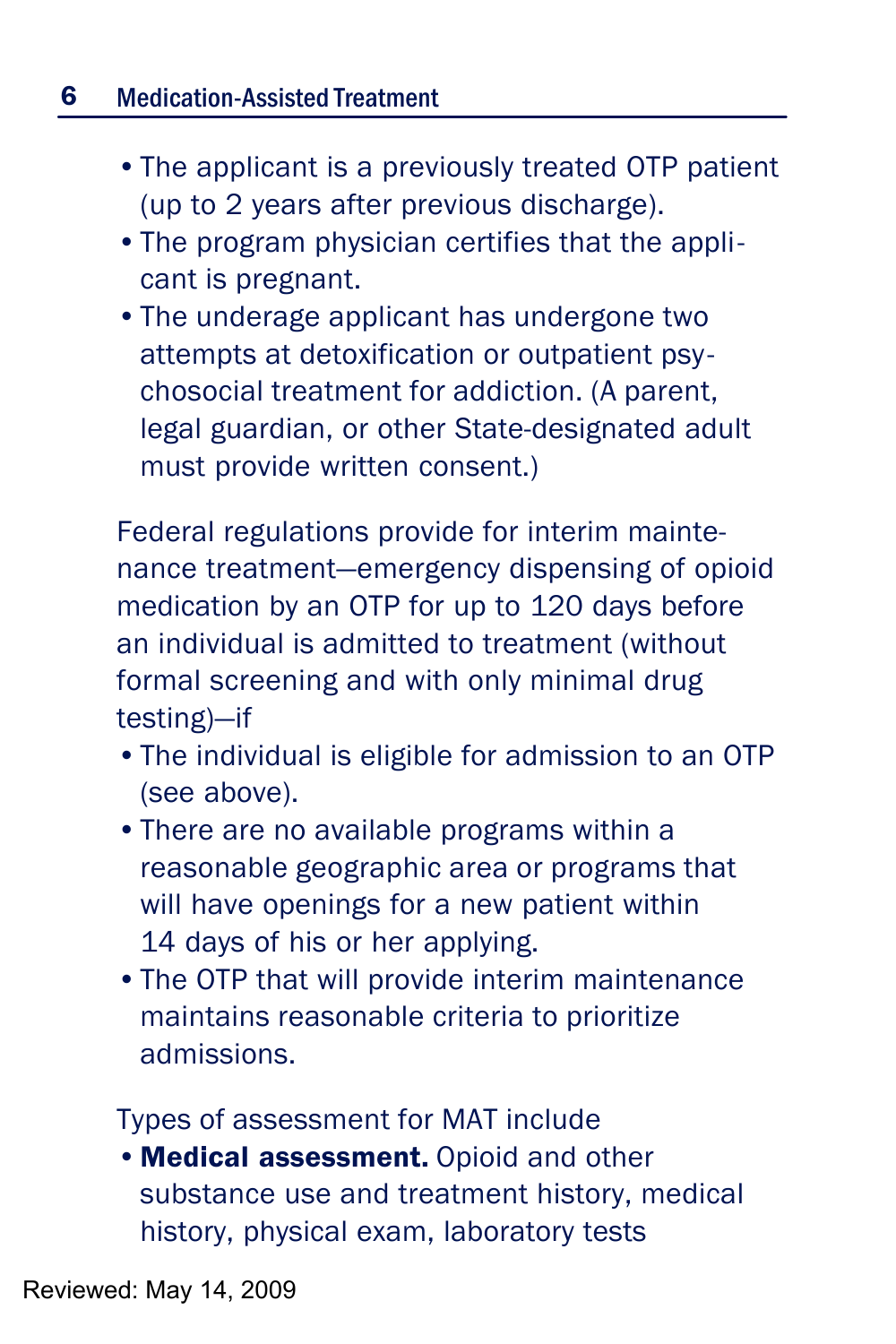- The applicant is a previously treated OTP patient (up to 2 years after previous discharge).
- The program physician certifies that the applicant is pregnant.
- The underage applicant has undergone two attempts at detoxification or outpatient psychosocial treatment for addiction. (A parent, legal guardian, or other State-designated adult must provide written consent.)

Federal regulations provide for interim maintenance treatment—emergency dispensing of opioid medication by an OTP for up to 120 days before an individual is admitted to treatment (without formal screening and with only minimal drug testing)—if

- The individual is eligible for admission to an OTP (see above).
- There are no available programs within a reasonable geographic area or programs that will have openings for a new patient within 14 days of his or her applying.
- The OTP that will provide interim maintenance maintains reasonable criteria to prioritize admissions.

Types of assessment for MAT include

- **Medical assessment.** Opioid and other substance use and treatment history, medical history, physical exam, laboratory tests

Reviewed: May 14, 2009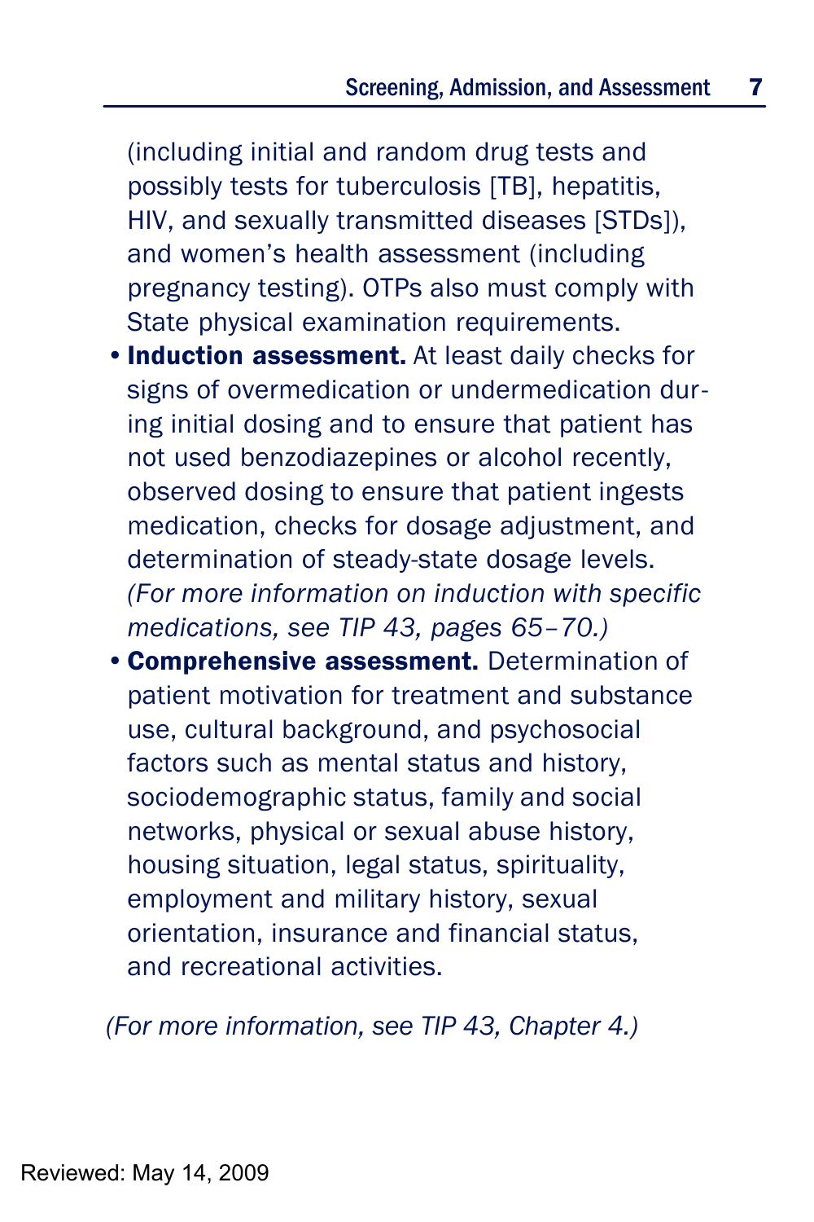(including initial and random drug tests and possibly tests for tuberculosis [TB], hepatitis, HIV, and sexually transmitted diseases [STDs]), and women's health assessment (including pregnancy testing). OTPs also must comply with State physical examination requirements.

- **Induction assessment.** At least daily checks for signs of overmedication or undermedication during initial dosing and to ensure that patient has not used benzodiazepines or alcohol recently, observed dosing to ensure that patient ingests medication, checks for dosage adjustment, and determination of steady-state dosage levels. *(For more information on induction with specific medications, see TIP 43, pages 65–70.)*
- **Comprehensive assessment.** Determination of patient motivation for treatment and substance use, cultural background, and psychosocial factors such as mental status and history, sociodemographic status, family and social networks, physical or sexual abuse history, housing situation, legal status, spirituality, employment and military history, sexual orientation, insurance and financial status, and recreational activities.

*(For more information, see TIP 43, Chapter 4.)*

Reviewed: May 14, 2009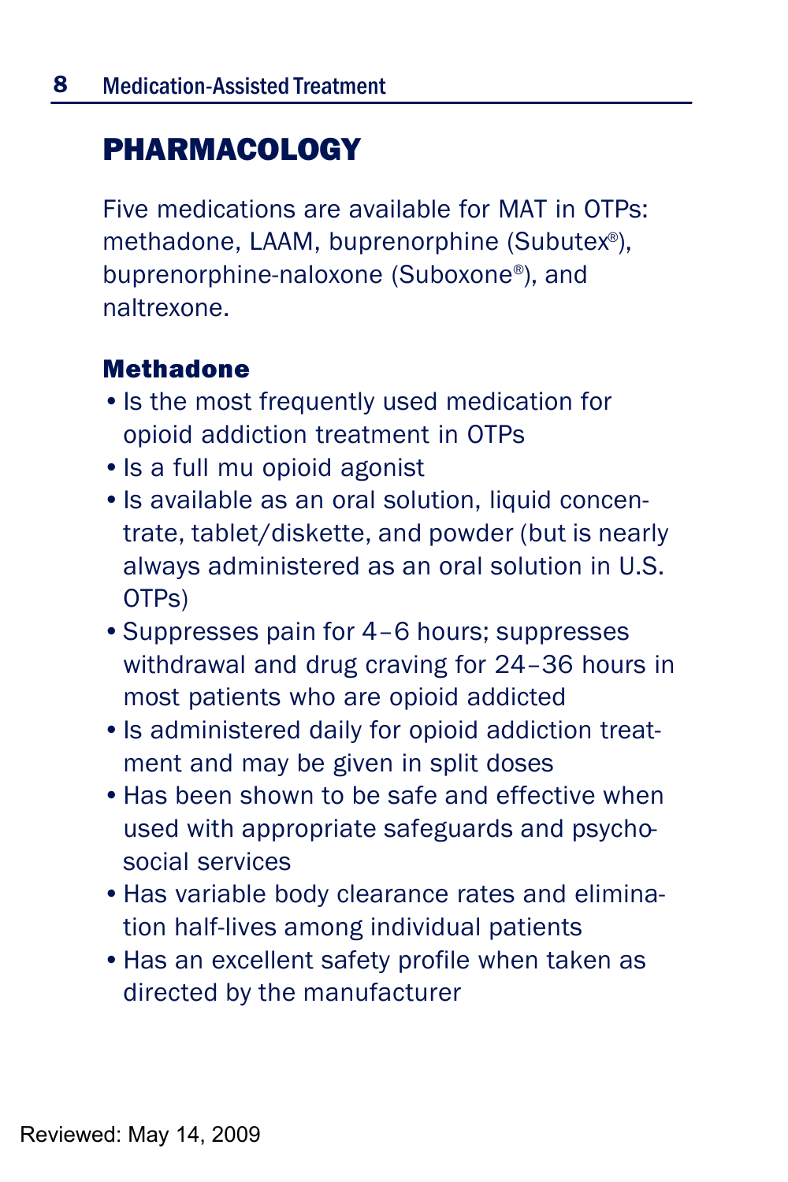## PHARMACOLOGY

Five medications are available for MAT in OTPs: methadone, LAAM, buprenorphine (Subutex®), buprenorphine-naloxone (Suboxone®), and naltrexone.

### Methadone

- Is the most frequently used medication for opioid addiction treatment in OTPs
- Is a full mu opioid agonist
- Is available as an oral solution, liquid concentrate, tablet/diskette, and powder (but is nearly always administered as an oral solution in U.S. OTPs)
- Suppresses pain for 4–6 hours; suppresses withdrawal and drug craving for 24–36 hours in most patients who are opioid addicted
- Is administered daily for opioid addiction treatment and may be given in split doses
- Has been shown to be safe and effective when used with appropriate safeguards and psychosocial services
- Has variable body clearance rates and elimination half-lives among individual patients
- Has an excellent safety profile when taken as directed by the manufacturer

Reviewed: May 14, 2009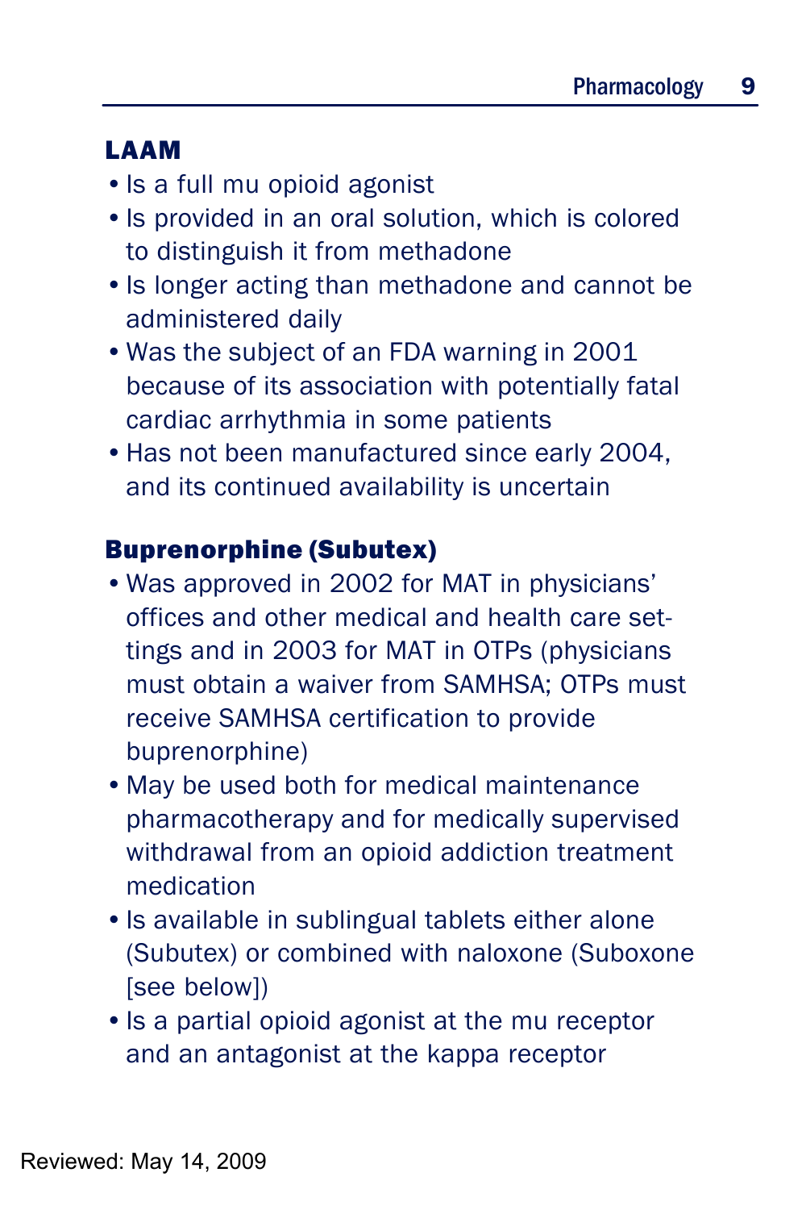## LAAM

- Is a full mu opioid agonist
- Is provided in an oral solution, which is colored to distinguish it from methadone
- Is longer acting than methadone and cannot be administered daily
- Was the subject of an FDA warning in 2001 because of its association with potentially fatal cardiac arrhythmia in some patients
- Has not been manufactured since early 2004, and its continued availability is uncertain

## Buprenorphine (Subutex)

- Was approved in 2002 for MAT in physicians' offices and other medical and health care settings and in 2003 for MAT in OTPs (physicians must obtain a waiver from SAMHSA; OTPs must receive SAMHSA certification to provide buprenorphine)
- May be used both for medical maintenance pharmacotherapy and for medically supervised withdrawal from an opioid addiction treatment medication
- Is available in sublingual tablets either alone (Subutex) or combined with naloxone (Suboxone [see below])
- Is a partial opioid agonist at the mu receptor and an antagonist at the kappa receptor

Reviewed: May 14, 2009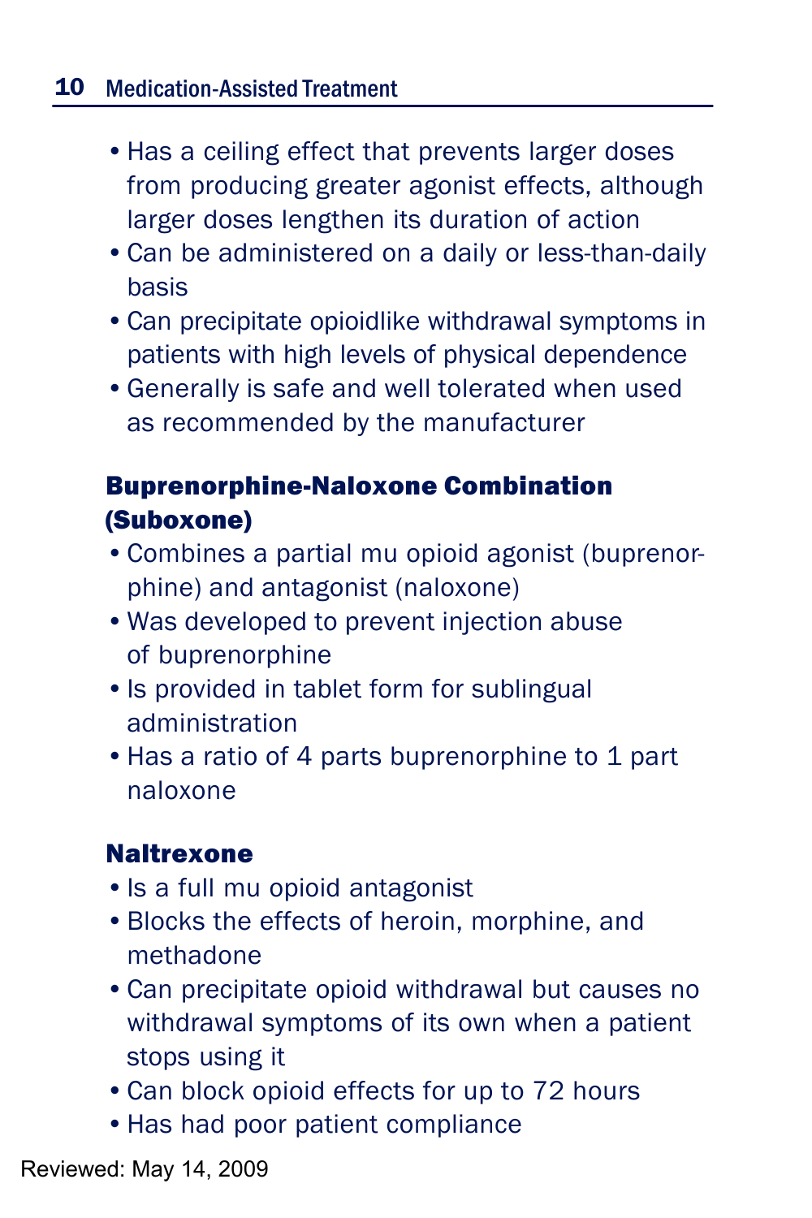- Has a ceiling effect that prevents larger doses from producing greater agonist effects, although larger doses lengthen its duration of action
- Can be administered on a daily or less-than-daily basis
- Can precipitate opioidlike withdrawal symptoms in patients with high levels of physical dependence
- Generally is safe and well tolerated when used as recommended by the manufacturer

### Buprenorphine-Naloxone Combination (Suboxone)

- Combines a partial mu opioid agonist (buprenorphine) and antagonist (naloxone)
- Was developed to prevent injection abuse of buprenorphine
- Is provided in tablet form for sublingual administration
- Has a ratio of 4 parts buprenorphine to 1 part naloxone

### Naltrexone

- Is a full mu opioid antagonist
- Blocks the effects of heroin, morphine, and methadone
- Can precipitate opioid withdrawal but causes no withdrawal symptoms of its own when a patient stops using it
- Can block opioid effects for up to 72 hours
- Has had poor patient compliance

Reviewed: May 14, 2009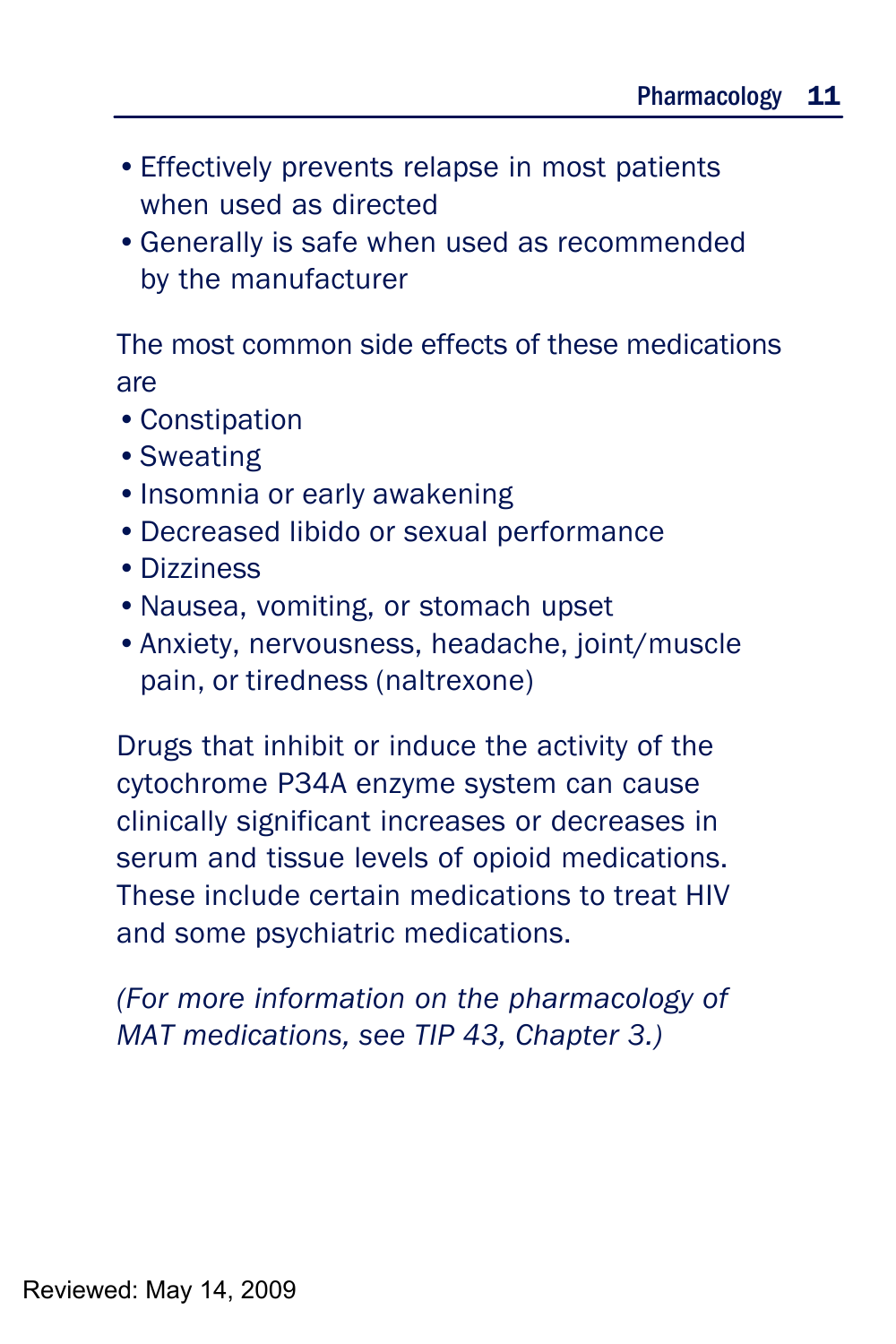- Effectively prevents relapse in most patients when used as directed
- Generally is safe when used as recommended by the manufacturer

The most common side effects of these medications are

- Constipation
- Sweating
- Insomnia or early awakening
- Decreased libido or sexual performance
- Dizziness
- Nausea, vomiting, or stomach upset
- Anxiety, nervousness, headache, joint/muscle pain, or tiredness (naltrexone)

Drugs that inhibit or induce the activity of the cytochrome P34A enzyme system can cause clinically significant increases or decreases in serum and tissue levels of opioid medications. These include certain medications to treat HIV and some psychiatric medications.

*(For more information on the pharmacology of MAT medications, see TIP 43, Chapter 3.)*

Reviewed: May 14, 2009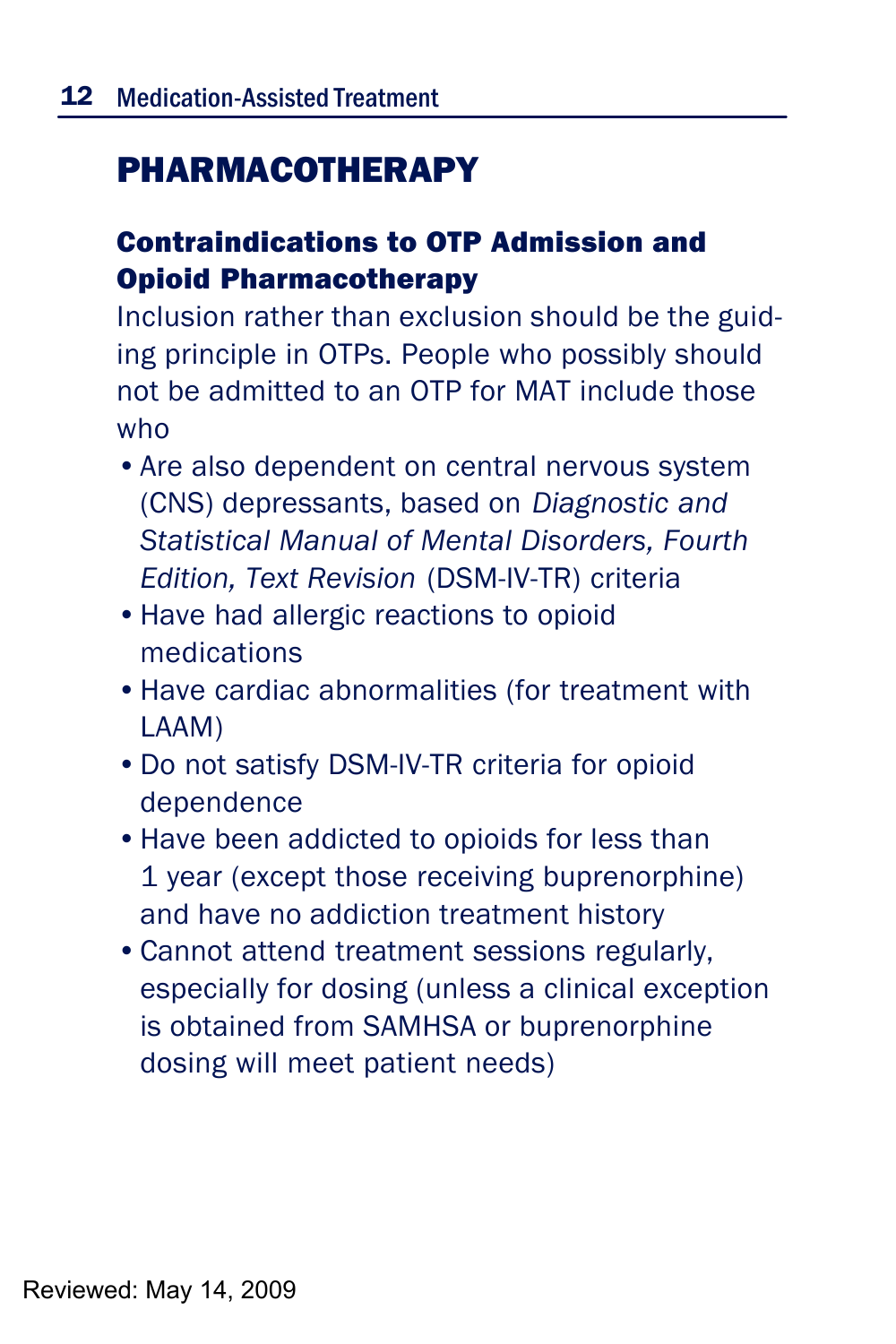# PHARMACOTHERAPY

## Contraindications to OTP Admission and Opioid Pharmacotherapy

Inclusion rather than exclusion should be the guiding principle in OTPs. People who possibly should not be admitted to an OTP for MAT include those who

- Are also dependent on central nervous system (CNS) depressants, based on *Diagnostic and Statistical Manual of Mental Disorders, Fourth Edition, Text Revision* (DSM-IV-TR) criteria
- Have had allergic reactions to opioid medications
- Have cardiac abnormalities (for treatment with LAAM)
- Do not satisfy DSM-IV-TR criteria for opioid dependence
- Have been addicted to opioids for less than 1 year (except those receiving buprenorphine) and have no addiction treatment history
- Cannot attend treatment sessions regularly, especially for dosing (unless a clinical exception is obtained from SAMHSA or buprenorphine dosing will meet patient needs)

Reviewed: May 14, 2009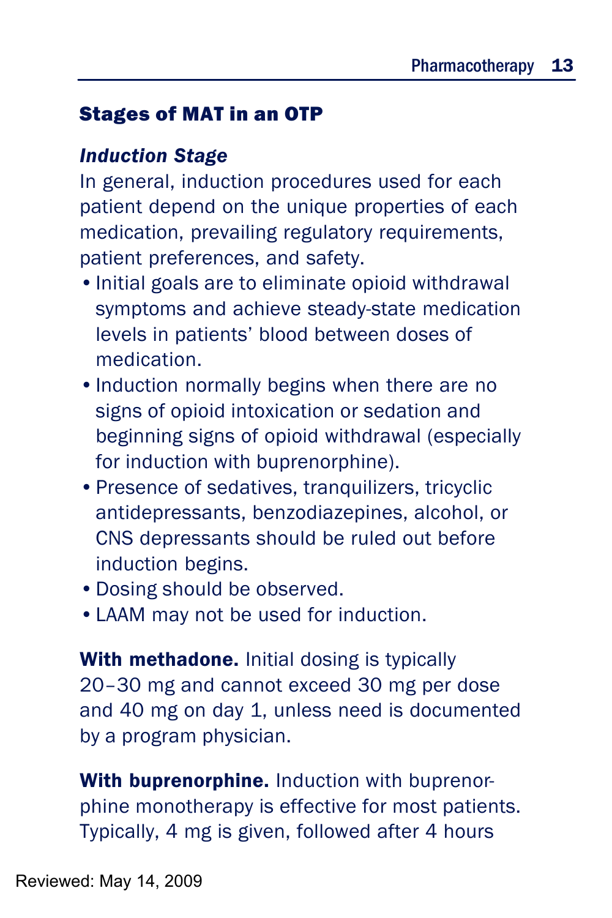## Stages of MAT in an OTP

### *Induction Stage*

In general, induction procedures used for each patient depend on the unique properties of each medication, prevailing regulatory requirements, patient preferences, and safety.

- Initial goals are to eliminate opioid withdrawal symptoms and achieve steady-state medication levels in patients' blood between doses of medication.
- Induction normally begins when there are no signs of opioid intoxication or sedation and beginning signs of opioid withdrawal (especially for induction with buprenorphine).
- Presence of sedatives, tranquilizers, tricyclic antidepressants, benzodiazepines, alcohol, or CNS depressants should be ruled out before induction begins.
- Dosing should be observed.
- LAAM may not be used for induction.

**With methadone.** Initial dosing is typically 20–30 mg and cannot exceed 30 mg per dose and 40 mg on day 1, unless need is documented by a program physician.

**With buprenorphine.** Induction with buprenorphine monotherapy is effective for most patients. Typically, 4 mg is given, followed after 4 hours

Reviewed: May 14, 2009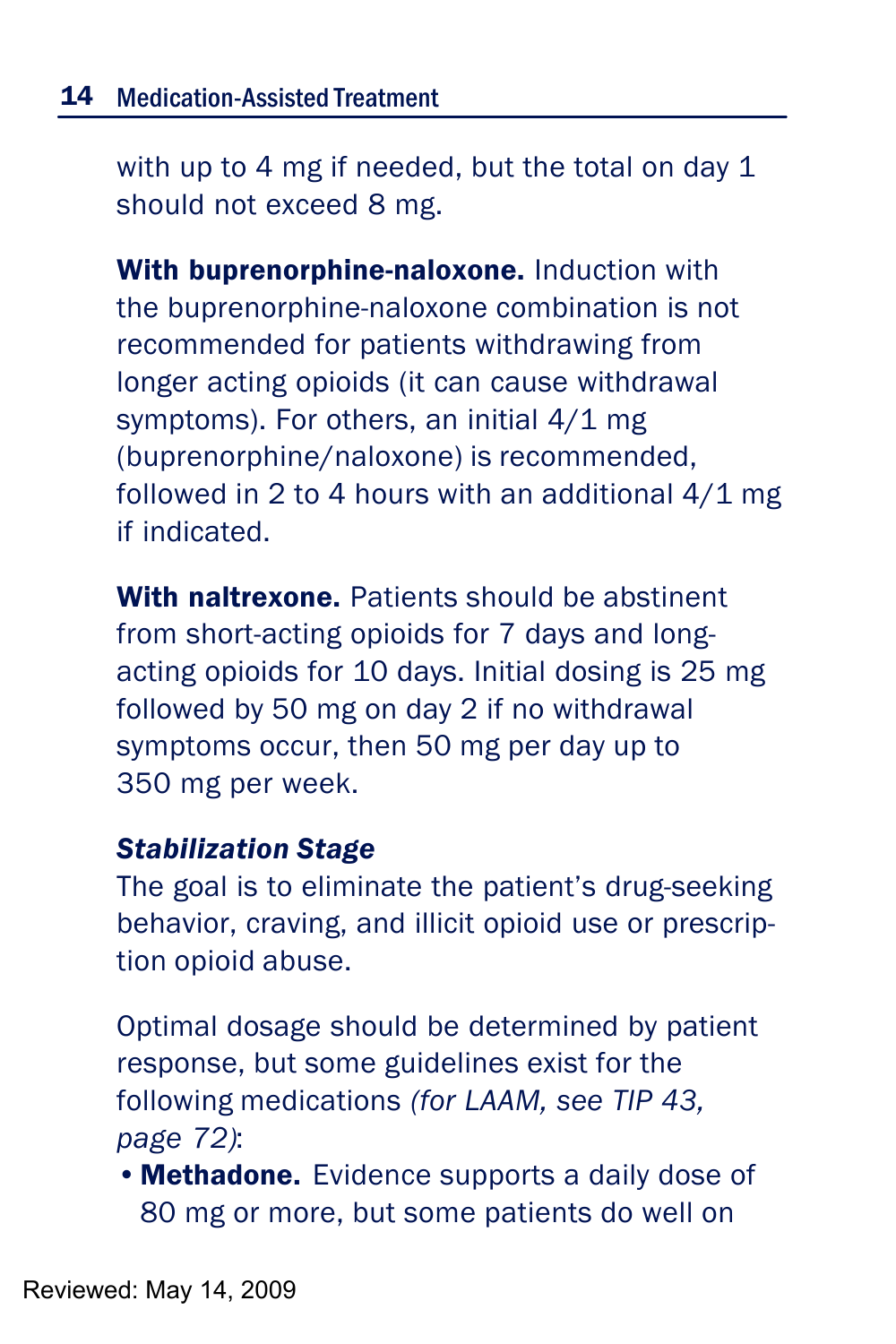with up to 4 mg if needed, but the total on day 1 should not exceed 8 mg.

**With buprenorphine-naloxone.** Induction with the buprenorphine-naloxone combination is not recommended for patients withdrawing from longer acting opioids (it can cause withdrawal symptoms). For others, an initial 4/1 mg (buprenorphine/naloxone) is recommended, followed in 2 to 4 hours with an additional 4/1 mg if indicated.

**With naltrexone.** Patients should be abstinent from short-acting opioids for 7 days and long-acting opioids for 10 days. Initial dosing is 25 mg followed by 50 mg on day 2 if no withdrawal symptoms occur, then 50 mg per day up to 350 mg per week.

### *Stabilization Stage*

The goal is to eliminate the patient's drug-seeking behavior, craving, and illicit opioid use or prescription opioid abuse.

Optimal dosage should be determined by patient response, but some guidelines exist for the following medications *(for LAAM, see TIP 43, page 72)*:

- **Methadone.** Evidence supports a daily dose of 80 mg or more, but some patients do well on

Reviewed: May 14, 2009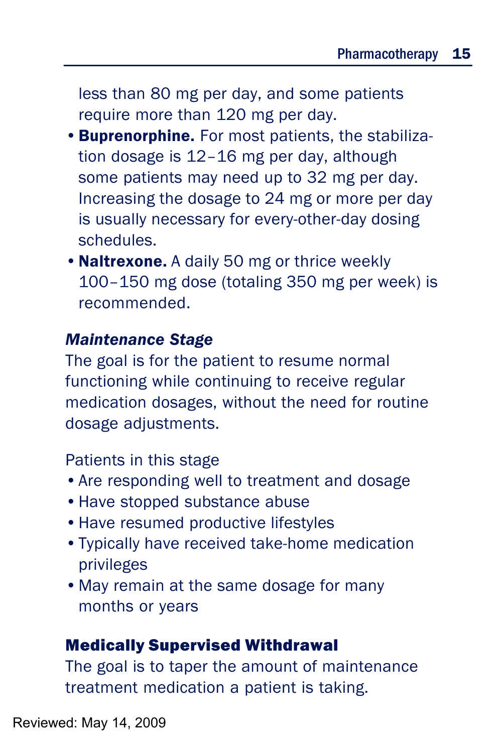less than 80 mg per day, and some patients require more than 120 mg per day.

- **Buprenorphine.** For most patients, the stabilization dosage is 12–16 mg per day, although some patients may need up to 32 mg per day. Increasing the dosage to 24 mg or more per day is usually necessary for every-other-day dosing schedules.
- **Naltrexone.** A daily 50 mg or thrice weekly 100–150 mg dose (totaling 350 mg per week) is recommended.

### *Maintenance Stage*

The goal is for the patient to resume normal functioning while continuing to receive regular medication dosages, without the need for routine dosage adjustments.

Patients in this stage

- Are responding well to treatment and dosage
- Have stopped substance abuse
- Have resumed productive lifestyles
- Typically have received take-home medication privileges
- May remain at the same dosage for many months or years

## Medically Supervised Withdrawal

The goal is to taper the amount of maintenance treatment medication a patient is taking.

Reviewed: May 14, 2009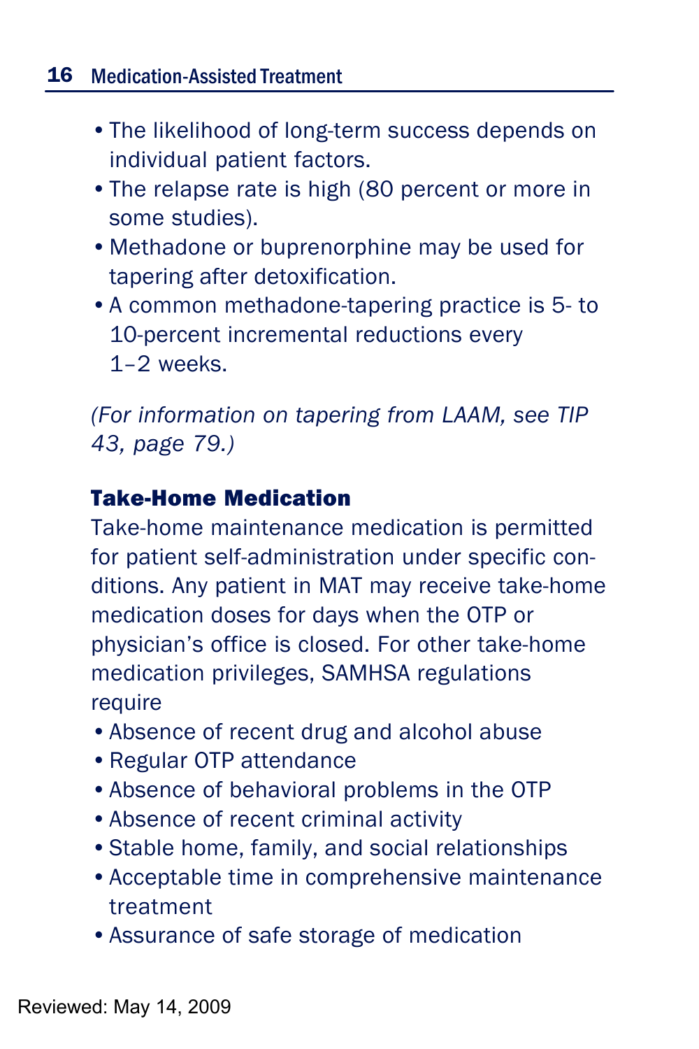- The likelihood of long-term success depends on individual patient factors.
- The relapse rate is high (80 percent or more in some studies).
- Methadone or buprenorphine may be used for tapering after detoxification.
- A common methadone-tapering practice is 5- to 10-percent incremental reductions every 1–2 weeks.

*(For information on tapering from LAAM, see TIP 43, page 79.)*

### Take-Home Medication

Take-home maintenance medication is permitted for patient self-administration under specific conditions. Any patient in MAT may receive take-home medication doses for days when the OTP or physician's office is closed. For other take-home medication privileges, SAMHSA regulations require

- Absence of recent drug and alcohol abuse
- Regular OTP attendance
- Absence of behavioral problems in the OTP
- Absence of recent criminal activity
- Stable home, family, and social relationships
- Acceptable time in comprehensive maintenance treatment
- Assurance of safe storage of medication

Reviewed: May 14, 2009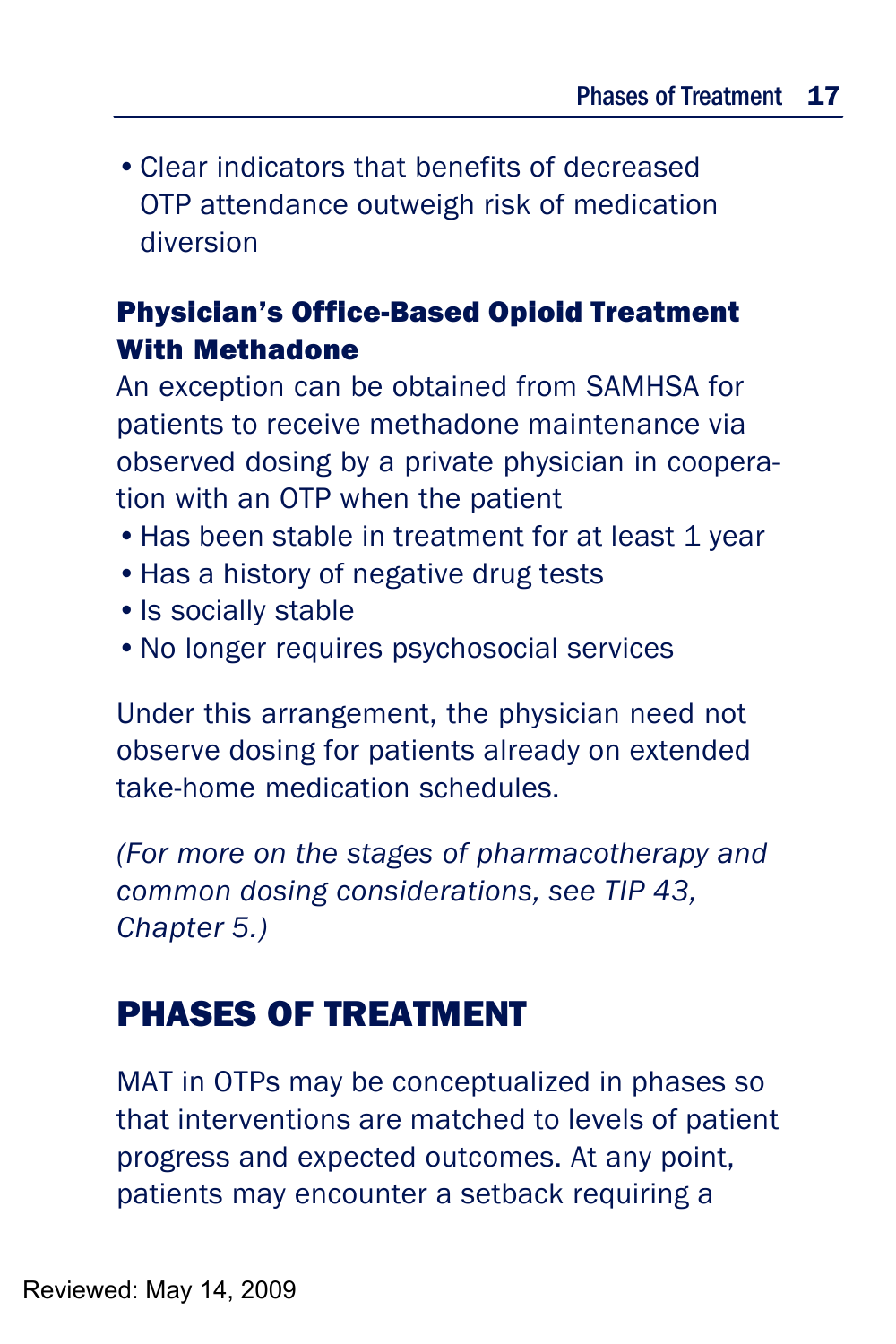- Clear indicators that benefits of decreased OTP attendance outweigh risk of medication diversion

### Physician's Office-Based Opioid Treatment With Methadone

An exception can be obtained from SAMHSA for patients to receive methadone maintenance via observed dosing by a private physician in cooperation with an OTP when the patient

- Has been stable in treatment for at least 1 year
- Has a history of negative drug tests
- Is socially stable
- No longer requires psychosocial services

Under this arrangement, the physician need not observe dosing for patients already on extended take-home medication schedules.

*(For more on the stages of pharmacotherapy and common dosing considerations, see TIP 43, Chapter 5.)*

## PHASES OF TREATMENT

MAT in OTPs may be conceptualized in phases so that interventions are matched to levels of patient progress and expected outcomes. At any point, patients may encounter a setback requiring a

Reviewed: May 14, 2009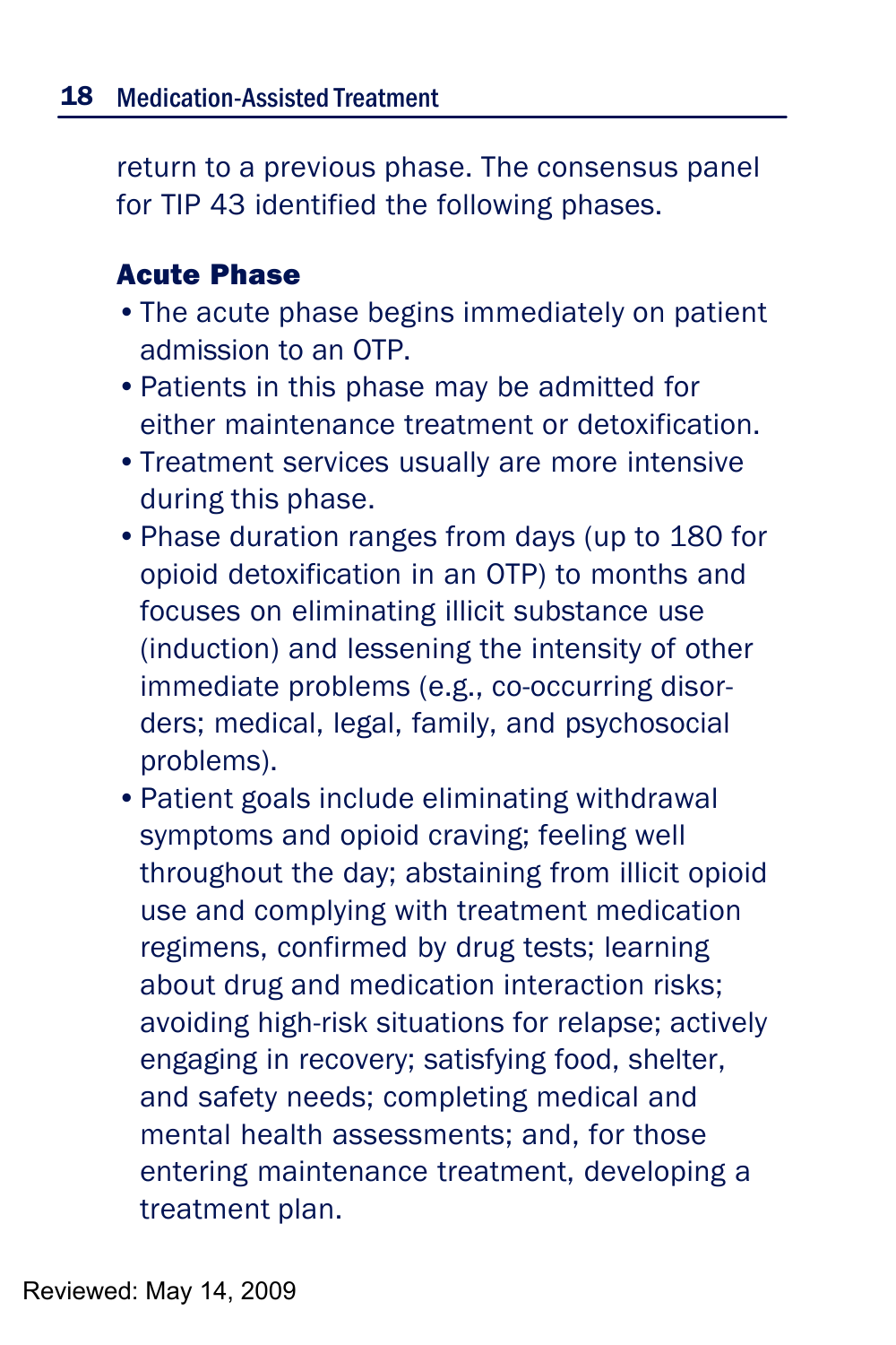return to a previous phase. The consensus panel for TIP 43 identified the following phases.

### Acute Phase

- The acute phase begins immediately on patient admission to an OTP.
- Patients in this phase may be admitted for either maintenance treatment or detoxification.
- Treatment services usually are more intensive during this phase.
- Phase duration ranges from days (up to 180 for opioid detoxification in an OTP) to months and focuses on eliminating illicit substance use (induction) and lessening the intensity of other immediate problems (e.g., co-occurring disorders; medical, legal, family, and psychosocial problems).
- Patient goals include eliminating withdrawal symptoms and opioid craving; feeling well throughout the day; abstaining from illicit opioid use and complying with treatment medication regimens, confirmed by drug tests; learning about drug and medication interaction risks; avoiding high-risk situations for relapse; actively engaging in recovery; satisfying food, shelter, and safety needs; completing medical and mental health assessments; and, for those entering maintenance treatment, developing a treatment plan.

Reviewed: May 14, 2009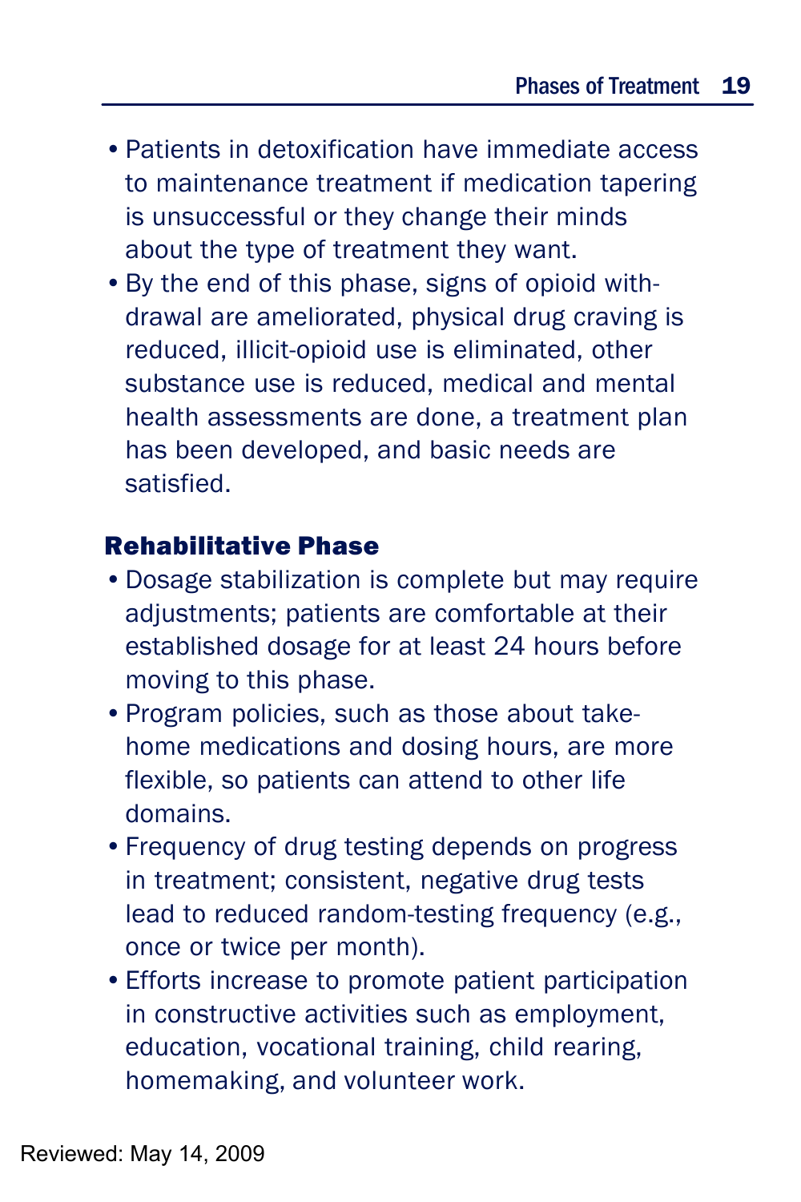- Patients in detoxification have immediate access to maintenance treatment if medication tapering is unsuccessful or they change their minds about the type of treatment they want.
- By the end of this phase, signs of opioid withdrawal are ameliorated, physical drug craving is reduced, illicit-opioid use is eliminated, other substance use is reduced, medical and mental health assessments are done, a treatment plan has been developed, and basic needs are satisfied.

## Rehabilitative Phase

- Dosage stabilization is complete but may require adjustments; patients are comfortable at their established dosage for at least 24 hours before moving to this phase.
- Program policies, such as those about take-home medications and dosing hours, are more flexible, so patients can attend to other life domains.
- Frequency of drug testing depends on progress in treatment; consistent, negative drug tests lead to reduced random-testing frequency (e.g., once or twice per month).
- Efforts increase to promote patient participation in constructive activities such as employment, education, vocational training, child rearing, homemaking, and volunteer work.

Reviewed: May 14, 2009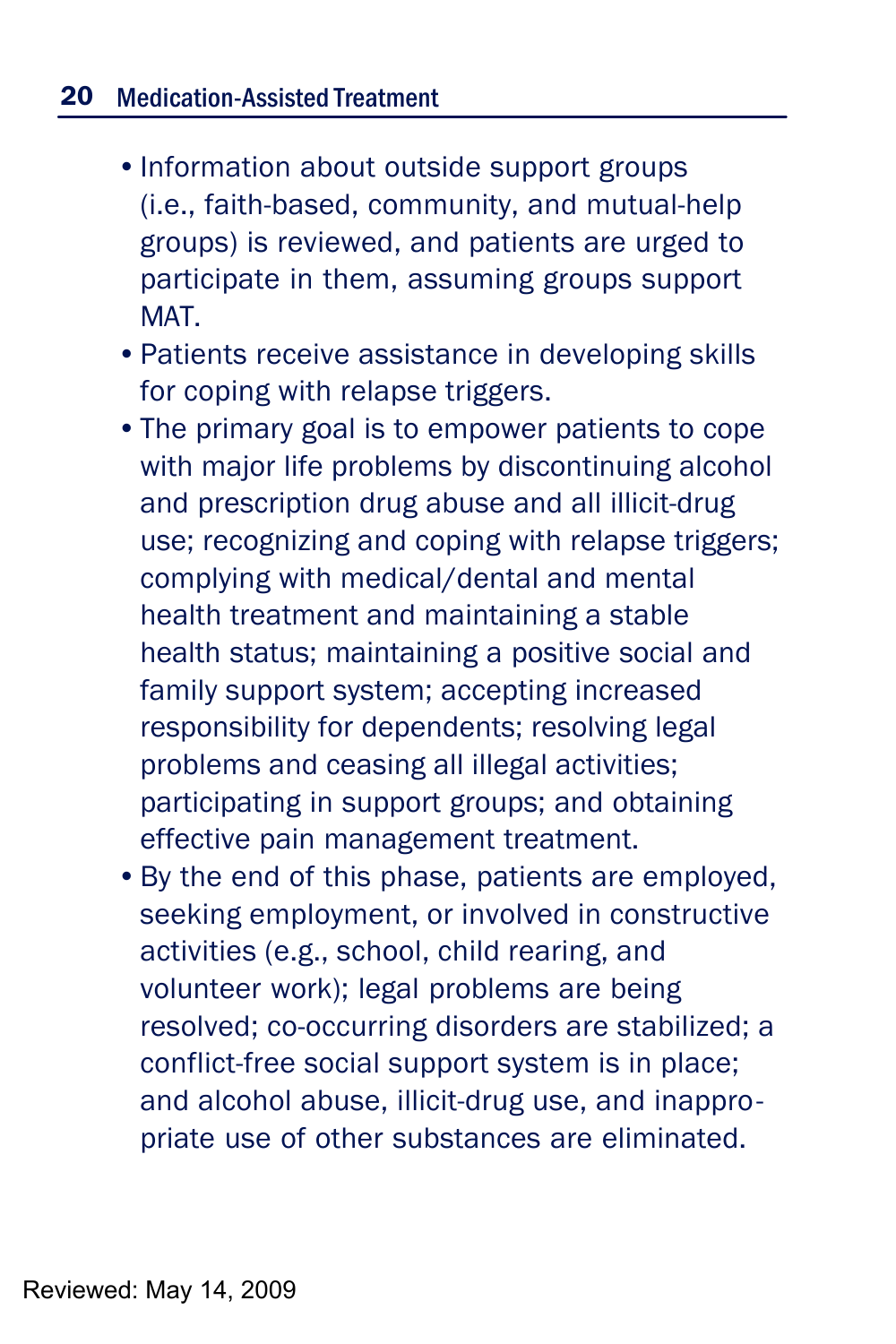- Information about outside support groups (i.e., faith-based, community, and mutual-help groups) is reviewed, and patients are urged to participate in them, assuming groups support MAT.
- Patients receive assistance in developing skills for coping with relapse triggers.
- The primary goal is to empower patients to cope with major life problems by discontinuing alcohol and prescription drug abuse and all illicit-drug use; recognizing and coping with relapse triggers; complying with medical/dental and mental health treatment and maintaining a stable health status; maintaining a positive social and family support system; accepting increased responsibility for dependents; resolving legal problems and ceasing all illegal activities; participating in support groups; and obtaining effective pain management treatment.
- By the end of this phase, patients are employed, seeking employment, or involved in constructive activities (e.g., school, child rearing, and volunteer work); legal problems are being resolved; co-occurring disorders are stabilized; a conflict-free social support system is in place; and alcohol abuse, illicit-drug use, and inappropriate use of other substances are eliminated.

Reviewed: May 14, 2009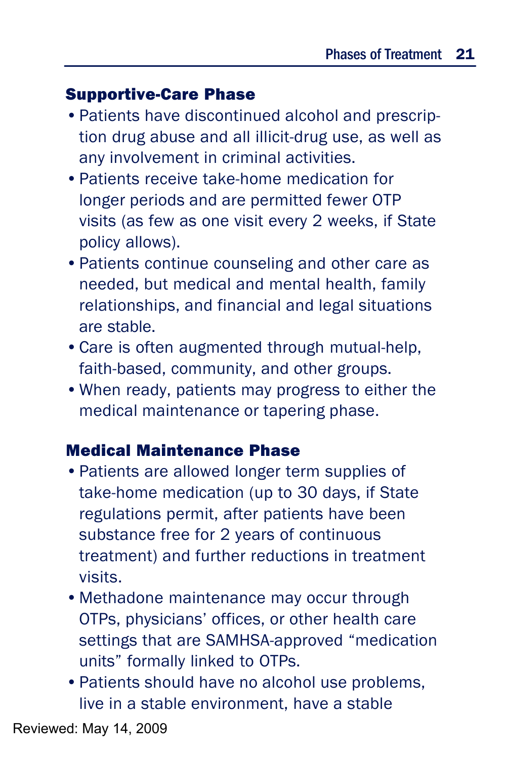## Supportive-Care Phase

- Patients have discontinued alcohol and prescription drug abuse and all illicit-drug use, as well as any involvement in criminal activities.
- Patients receive take-home medication for longer periods and are permitted fewer OTP visits (as few as one visit every 2 weeks, if State policy allows).
- Patients continue counseling and other care as needed, but medical and mental health, family relationships, and financial and legal situations are stable.
- Care is often augmented through mutual-help, faith-based, community, and other groups.
- When ready, patients may progress to either the medical maintenance or tapering phase.

## Medical Maintenance Phase

- Patients are allowed longer term supplies of take-home medication (up to 30 days, if State regulations permit, after patients have been substance free for 2 years of continuous treatment) and further reductions in treatment visits.
- Methadone maintenance may occur through OTPs, physicians' offices, or other health care settings that are SAMHSA-approved "medication units" formally linked to OTPs.
- Patients should have no alcohol use problems, live in a stable environment, have a stable

Reviewed: May 14, 2009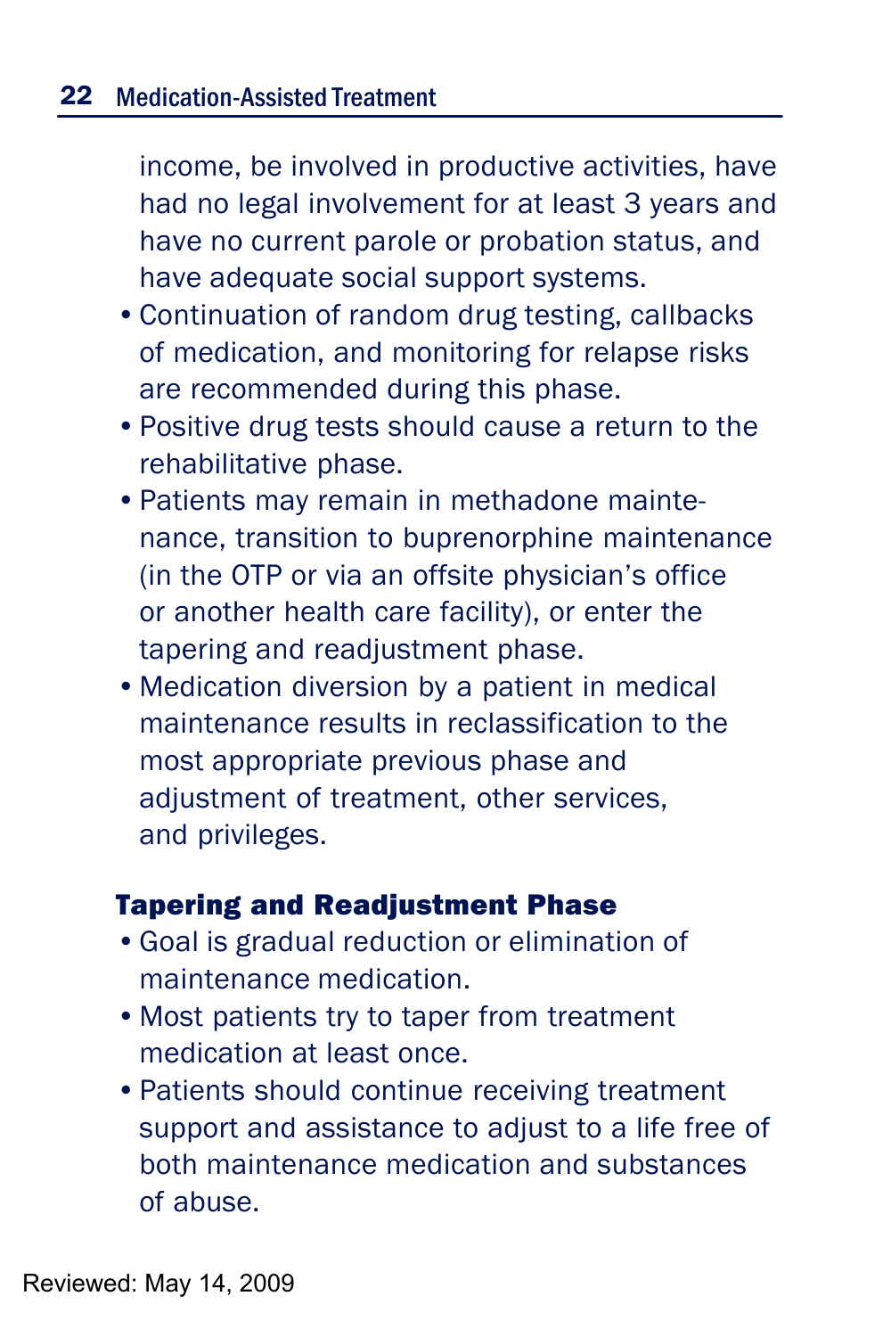income, be involved in productive activities, have had no legal involvement for at least 3 years and have no current parole or probation status, and have adequate social support systems.

- Continuation of random drug testing, callbacks of medication, and monitoring for relapse risks are recommended during this phase.
- Positive drug tests should cause a return to the rehabilitative phase.
- Patients may remain in methadone maintenance, transition to buprenorphine maintenance (in the OTP or via an offsite physician's office or another health care facility), or enter the tapering and readjustment phase.
- Medication diversion by a patient in medical maintenance results in reclassification to the most appropriate previous phase and adjustment of treatment, other services, and privileges.

### Tapering and Readjustment Phase

- Goal is gradual reduction or elimination of maintenance medication.
- Most patients try to taper from treatment medication at least once.
- Patients should continue receiving treatment support and assistance to adjust to a life free of both maintenance medication and substances of abuse.

Reviewed: May 14, 2009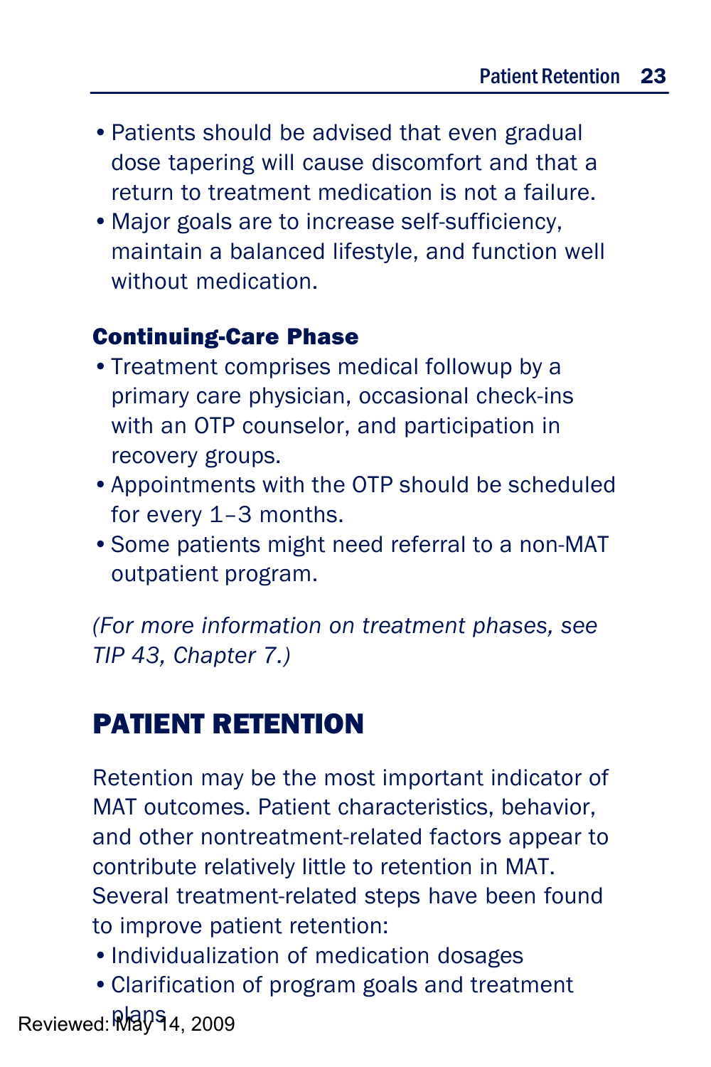- Patients should be advised that even gradual dose tapering will cause discomfort and that a return to treatment medication is not a failure.
- Major goals are to increase self-sufficiency, maintain a balanced lifestyle, and function well without medication.

### Continuing-Care Phase

- Treatment comprises medical followup by a primary care physician, occasional check-ins with an OTP counselor, and participation in recovery groups.
- Appointments with the OTP should be scheduled for every 1–3 months.
- Some patients might need referral to a non-MAT outpatient program.

*(For more information on treatment phases, see TIP 43, Chapter 7.)*

## PATIENT RETENTION

Retention may be the most important indicator of MAT outcomes. Patient characteristics, behavior, and other nontreatment-related factors appear to contribute relatively little to retention in MAT. Several treatment-related steps have been found to improve patient retention:

- Individualization of medication dosages
- Clarification of program goals and treatment plans

Reviewed: May 14, 2009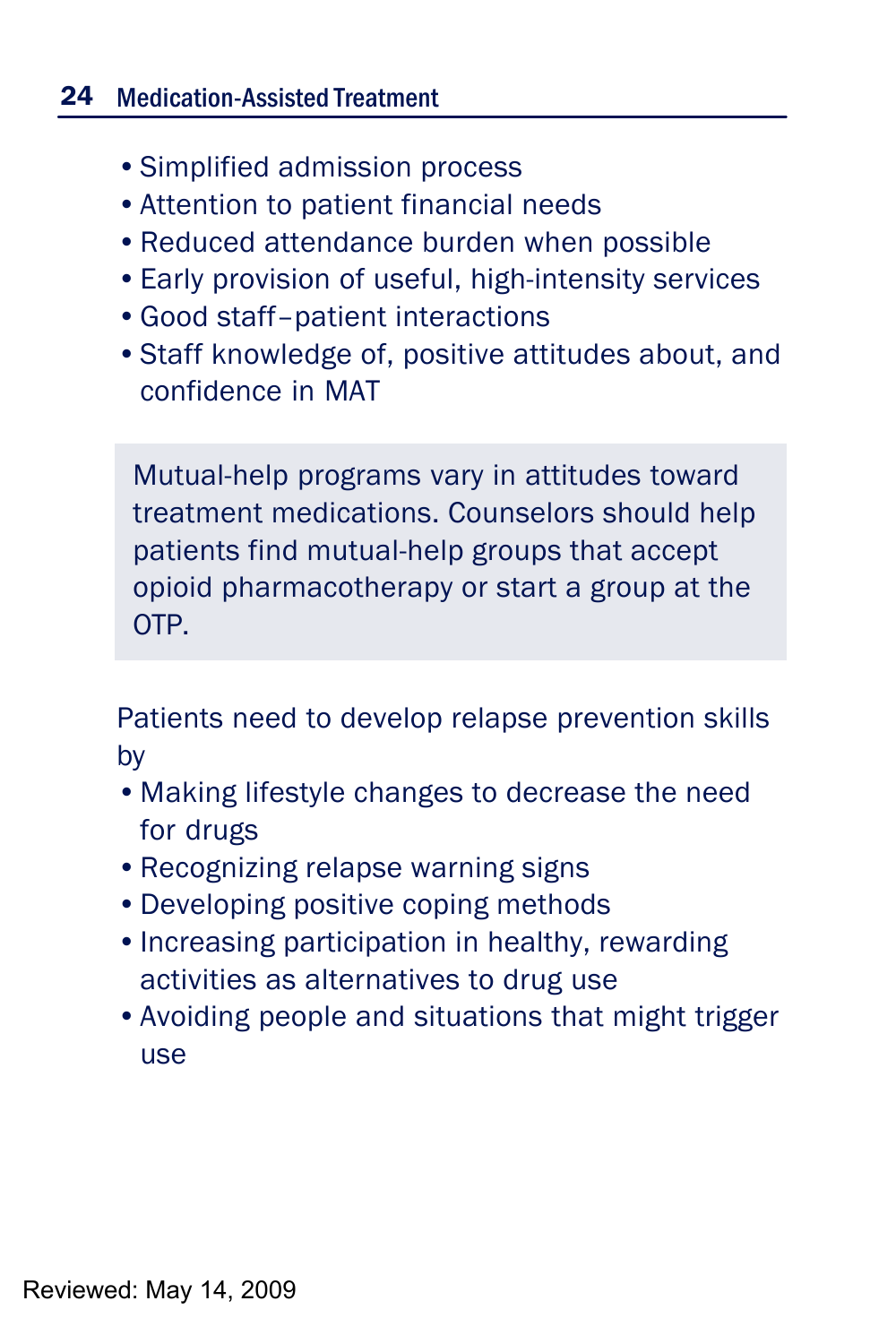- Simplified admission process
- Attention to patient financial needs
- Reduced attendance burden when possible
- Early provision of useful, high-intensity services
- Good staff–patient interactions
- Staff knowledge of, positive attitudes about, and confidence in MAT

> Mutual-help programs vary in attitudes toward treatment medications. Counselors should help patients find mutual-help groups that accept opioid pharmacotherapy or start a group at the OTP.

Patients need to develop relapse prevention skills by

- Making lifestyle changes to decrease the need for drugs
- Recognizing relapse warning signs
- Developing positive coping methods
- Increasing participation in healthy, rewarding activities as alternatives to drug use
- Avoiding people and situations that might trigger use

Reviewed: May 14, 2009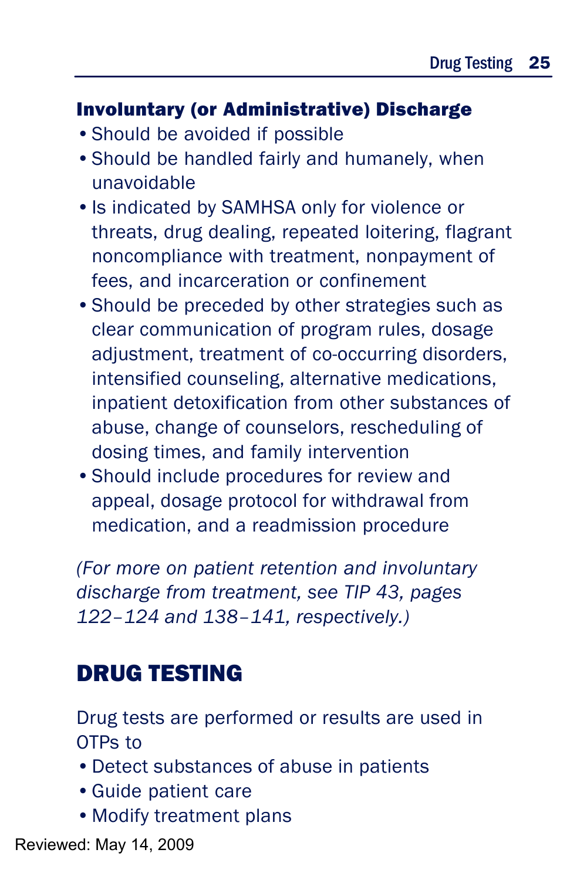### Involuntary (or Administrative) Discharge

- Should be avoided if possible
- Should be handled fairly and humanely, when unavoidable
- Is indicated by SAMHSA only for violence or threats, drug dealing, repeated loitering, flagrant noncompliance with treatment, nonpayment of fees, and incarceration or confinement
- Should be preceded by other strategies such as clear communication of program rules, dosage adjustment, treatment of co-occurring disorders, intensified counseling, alternative medications, inpatient detoxification from other substances of abuse, change of counselors, rescheduling of dosing times, and family intervention
- Should include procedures for review and appeal, dosage protocol for withdrawal from medication, and a readmission procedure

*(For more on patient retention and involuntary discharge from treatment, see TIP 43, pages 122–124 and 138–141, respectively.)*

## DRUG TESTING

Drug tests are performed or results are used in OTPs to

- Detect substances of abuse in patients
- Guide patient care
- Modify treatment plans

Reviewed: May 14, 2009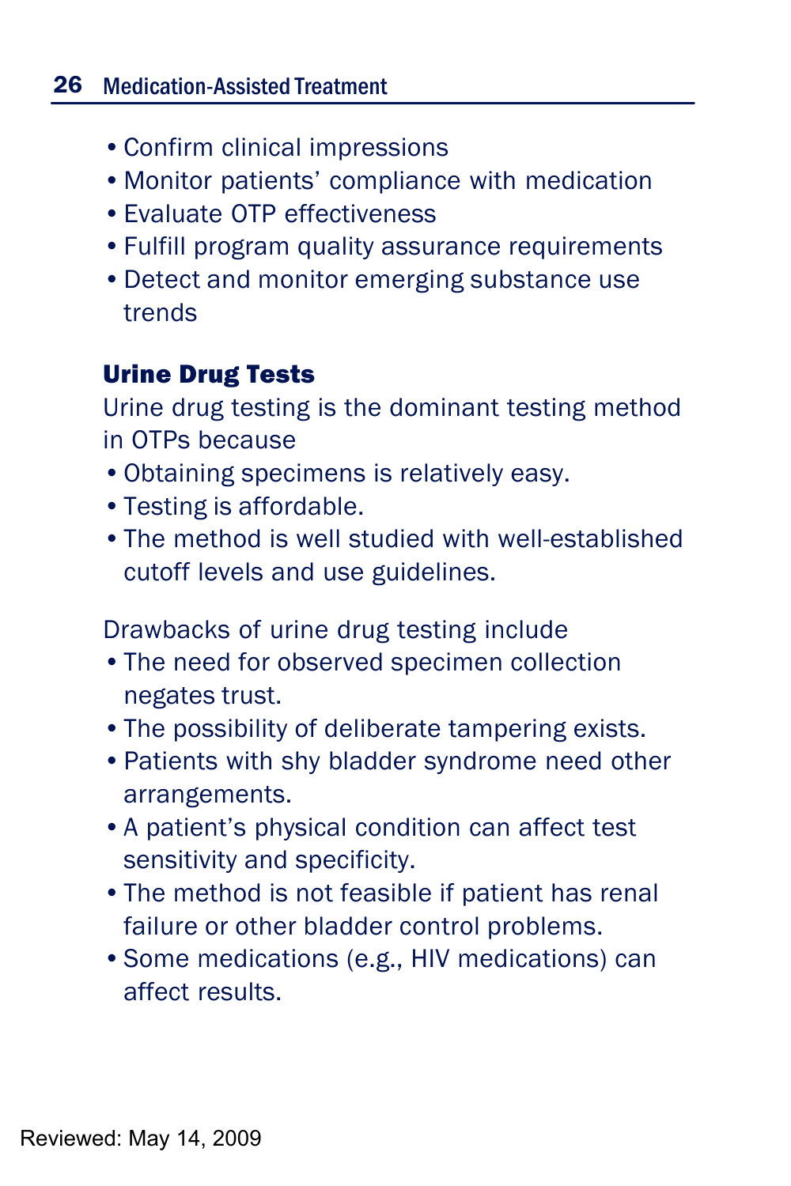- Confirm clinical impressions
- Monitor patients' compliance with medication
- Evaluate OTP effectiveness
- Fulfill program quality assurance requirements
- Detect and monitor emerging substance use trends

### Urine Drug Tests

Urine drug testing is the dominant testing method in OTPs because

- Obtaining specimens is relatively easy.
- Testing is affordable.
- The method is well studied with well-established cutoff levels and use guidelines.

Drawbacks of urine drug testing include

- The need for observed specimen collection negates trust.
- The possibility of deliberate tampering exists.
- Patients with shy bladder syndrome need other arrangements.
- A patient's physical condition can affect test sensitivity and specificity.
- The method is not feasible if patient has renal failure or other bladder control problems.
- Some medications (e.g., HIV medications) can affect results.

Reviewed: May 14, 2009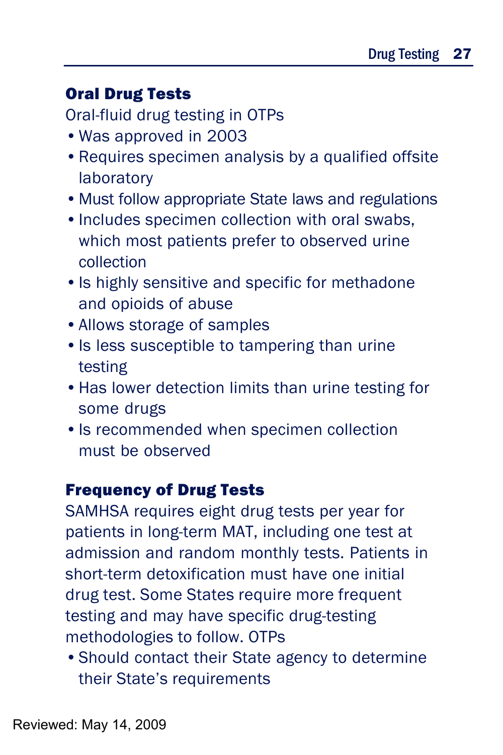## Oral Drug Tests

Oral-fluid drug testing in OTPs

- Was approved in 2003
- Requires specimen analysis by a qualified offsite laboratory
- Must follow appropriate State laws and regulations
- Includes specimen collection with oral swabs, which most patients prefer to observed urine collection
- Is highly sensitive and specific for methadone and opioids of abuse
- Allows storage of samples
- Is less susceptible to tampering than urine testing
- Has lower detection limits than urine testing for some drugs
- Is recommended when specimen collection must be observed

## Frequency of Drug Tests

SAMHSA requires eight drug tests per year for patients in long-term MAT, including one test at admission and random monthly tests. Patients in short-term detoxification must have one initial drug test. Some States require more frequent testing and may have specific drug-testing methodologies to follow. OTPs

- Should contact their State agency to determine their State's requirements

Reviewed: May 14, 2009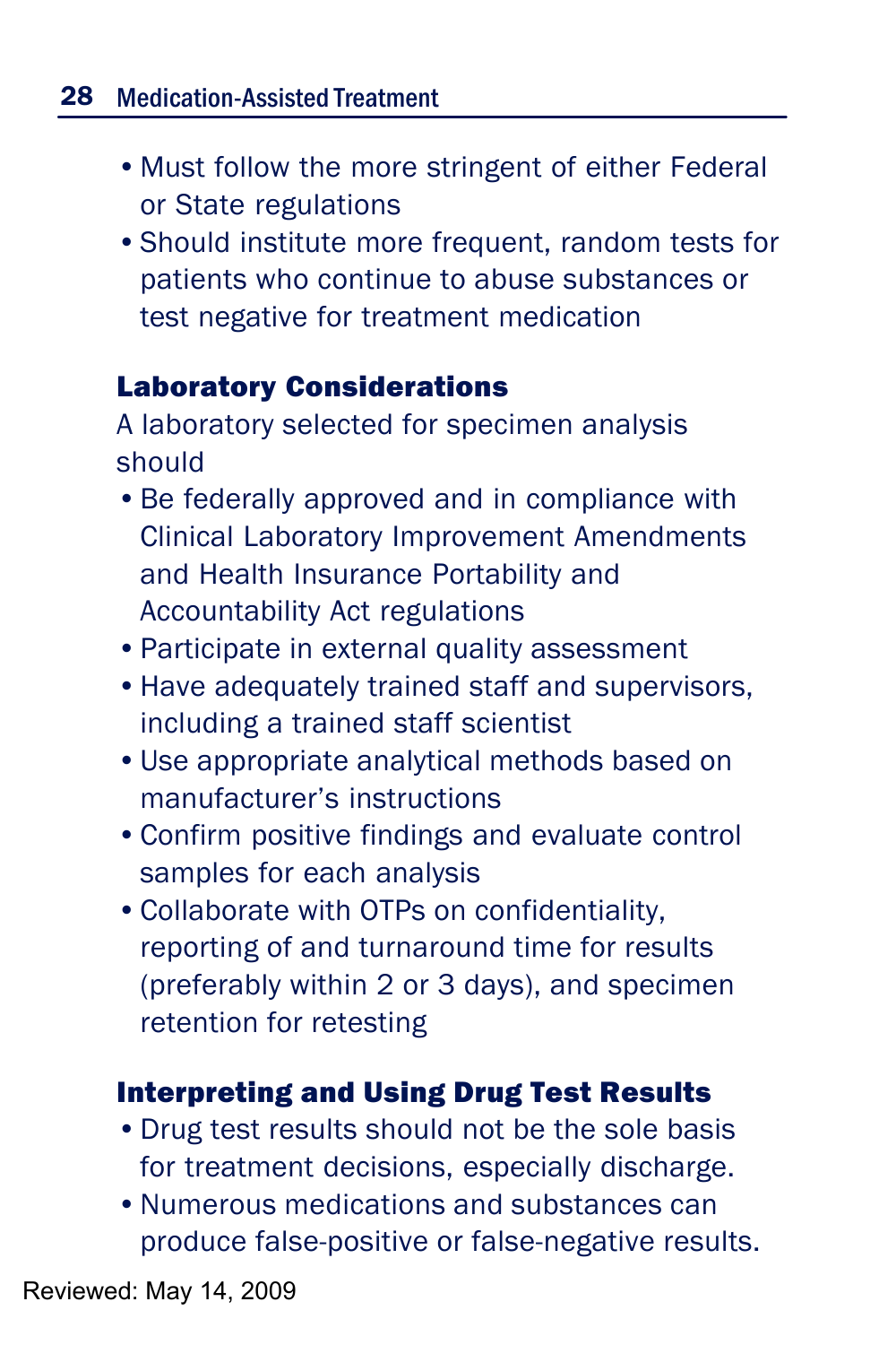- Must follow the more stringent of either Federal or State regulations
- Should institute more frequent, random tests for patients who continue to abuse substances or test negative for treatment medication

### Laboratory Considerations

A laboratory selected for specimen analysis should

- Be federally approved and in compliance with Clinical Laboratory Improvement Amendments and Health Insurance Portability and Accountability Act regulations
- Participate in external quality assessment
- Have adequately trained staff and supervisors, including a trained staff scientist
- Use appropriate analytical methods based on manufacturer's instructions
- Confirm positive findings and evaluate control samples for each analysis
- Collaborate with OTPs on confidentiality, reporting of and turnaround time for results (preferably within 2 or 3 days), and specimen retention for retesting

### Interpreting and Using Drug Test Results

- Drug test results should not be the sole basis for treatment decisions, especially discharge.
- Numerous medications and substances can produce false-positive or false-negative results.

Reviewed: May 14, 2009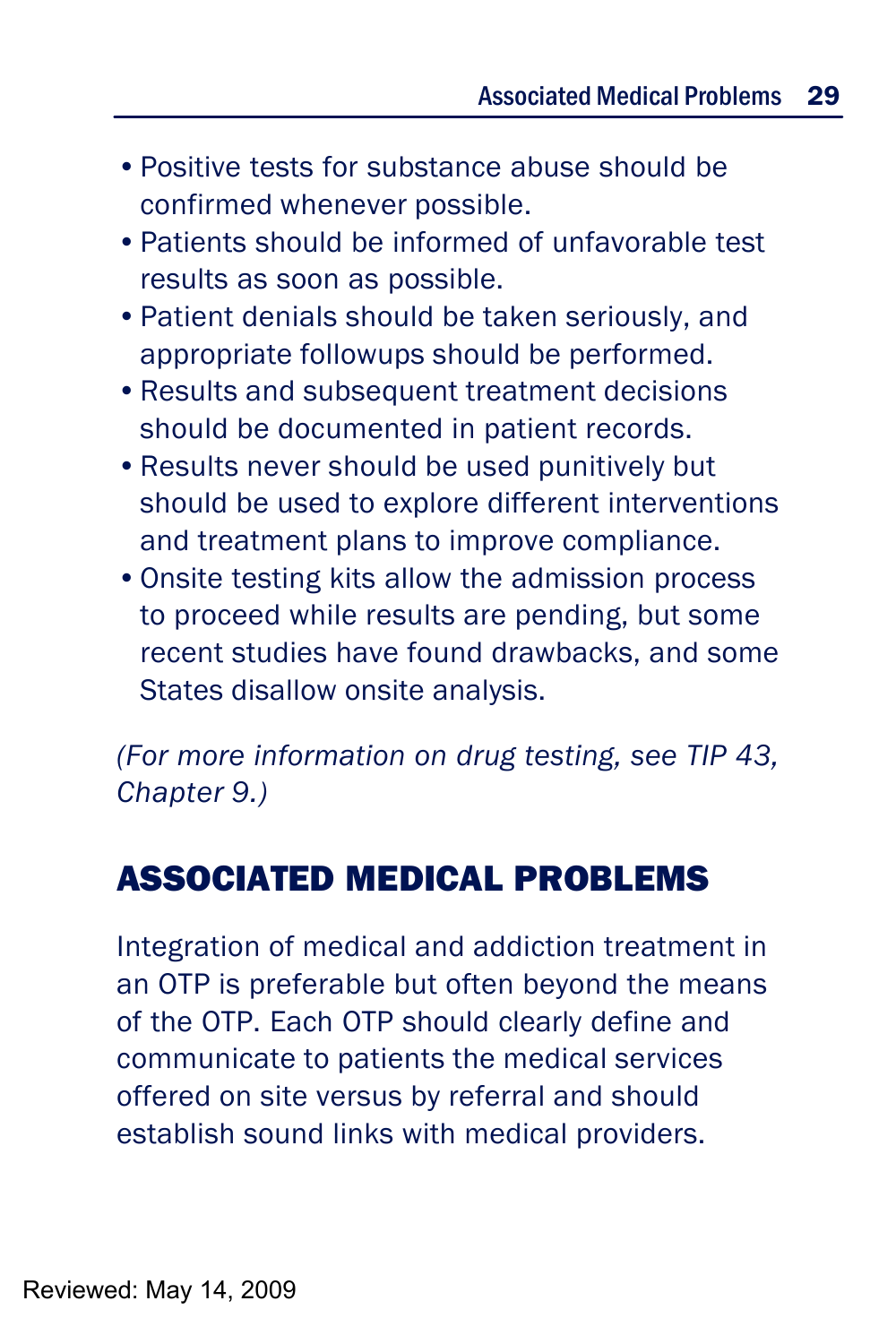- Positive tests for substance abuse should be confirmed whenever possible.
- Patients should be informed of unfavorable test results as soon as possible.
- Patient denials should be taken seriously, and appropriate followups should be performed.
- Results and subsequent treatment decisions should be documented in patient records.
- Results never should be used punitively but should be used to explore different interventions and treatment plans to improve compliance.
- Onsite testing kits allow the admission process to proceed while results are pending, but some recent studies have found drawbacks, and some States disallow onsite analysis.

*(For more information on drug testing, see TIP 43, Chapter 9.)*

## ASSOCIATED MEDICAL PROBLEMS

Integration of medical and addiction treatment in an OTP is preferable but often beyond the means of the OTP. Each OTP should clearly define and communicate to patients the medical services offered on site versus by referral and should establish sound links with medical providers.

Reviewed: May 14, 2009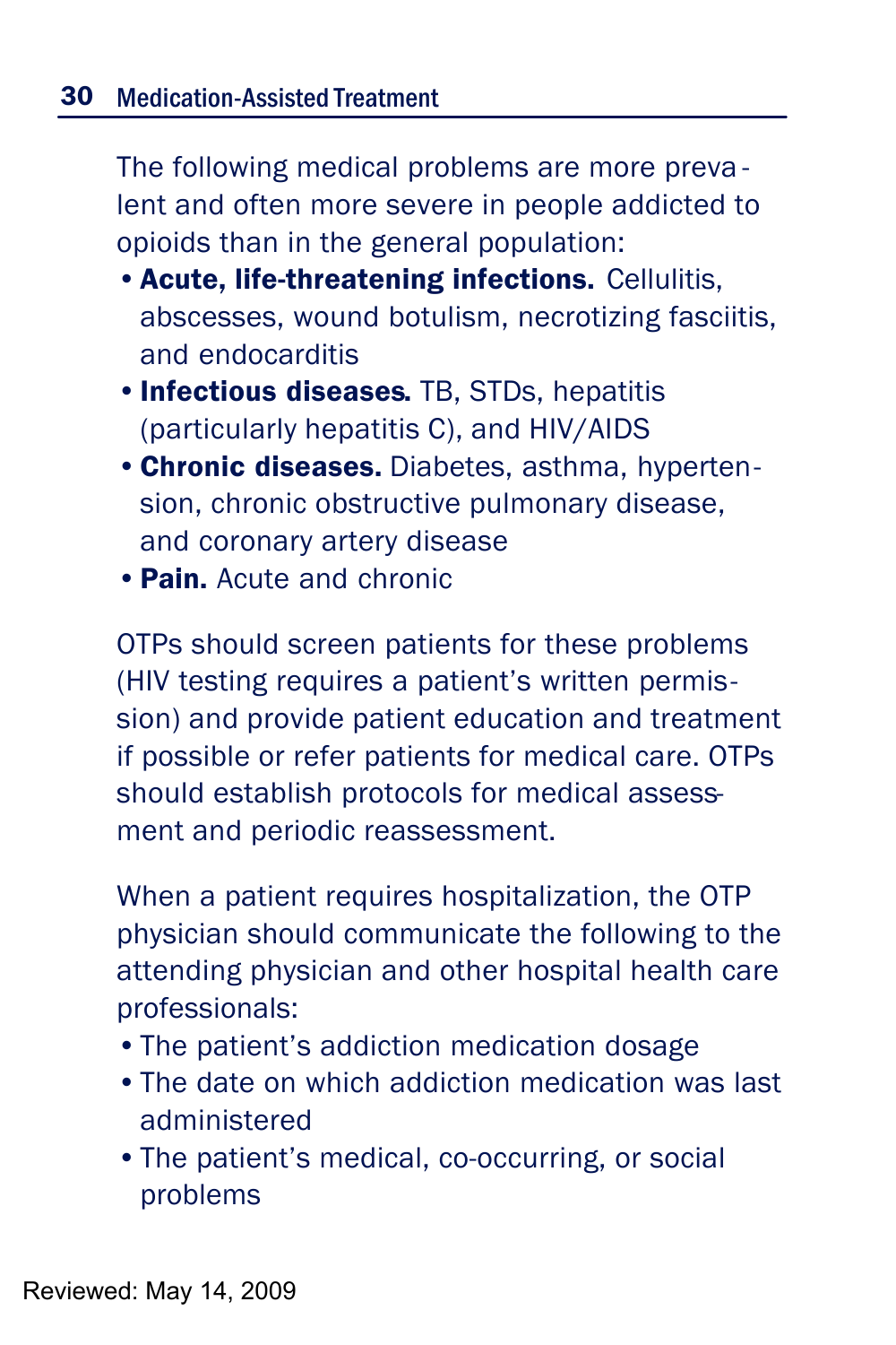The following medical problems are more prevalent and often more severe in people addicted to opioids than in the general population:

- **Acute, life-threatening infections.** Cellulitis, abscesses, wound botulism, necrotizing fasciitis, and endocarditis
- **Infectious diseases.** TB, STDs, hepatitis (particularly hepatitis C), and HIV/AIDS
- **Chronic diseases.** Diabetes, asthma, hypertension, chronic obstructive pulmonary disease, and coronary artery disease
- **Pain.** Acute and chronic

OTPs should screen patients for these problems (HIV testing requires a patient's written permission) and provide patient education and treatment if possible or refer patients for medical care. OTPs should establish protocols for medical assessment and periodic reassessment.

When a patient requires hospitalization, the OTP physician should communicate the following to the attending physician and other hospital health care professionals:

- The patient's addiction medication dosage
- The date on which addiction medication was last administered
- The patient's medical, co-occurring, or social problems

Reviewed: May 14, 2009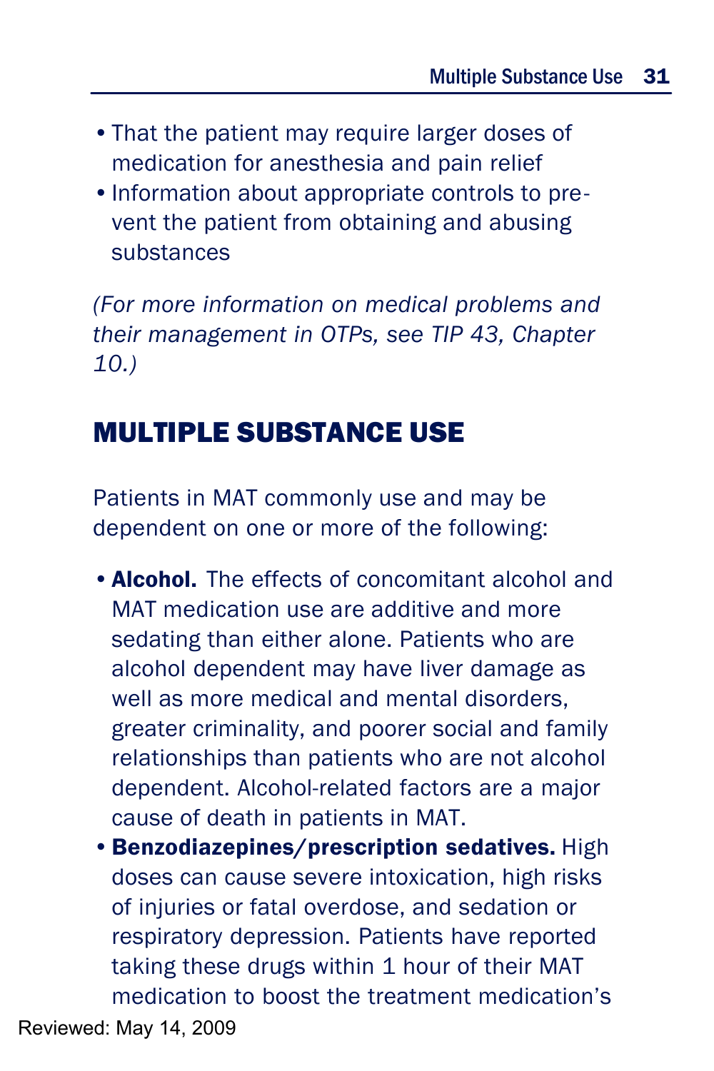- That the patient may require larger doses of medication for anesthesia and pain relief
- Information about appropriate controls to prevent the patient from obtaining and abusing substances

*(For more information on medical problems and their management in OTPs, see TIP 43, Chapter 10.)*

## MULTIPLE SUBSTANCE USE

Patients in MAT commonly use and may be dependent on one or more of the following:

- **Alcohol.** The effects of concomitant alcohol and MAT medication use are additive and more sedating than either alone. Patients who are alcohol dependent may have liver damage as well as more medical and mental disorders, greater criminality, and poorer social and family relationships than patients who are not alcohol dependent. Alcohol-related factors are a major cause of death in patients in MAT.
- **Benzodiazepines/prescription sedatives.** High doses can cause severe intoxication, high risks of injuries or fatal overdose, and sedation or respiratory depression. Patients have reported taking these drugs within 1 hour of their MAT medication to boost the treatment medication's

Reviewed: May 14, 2009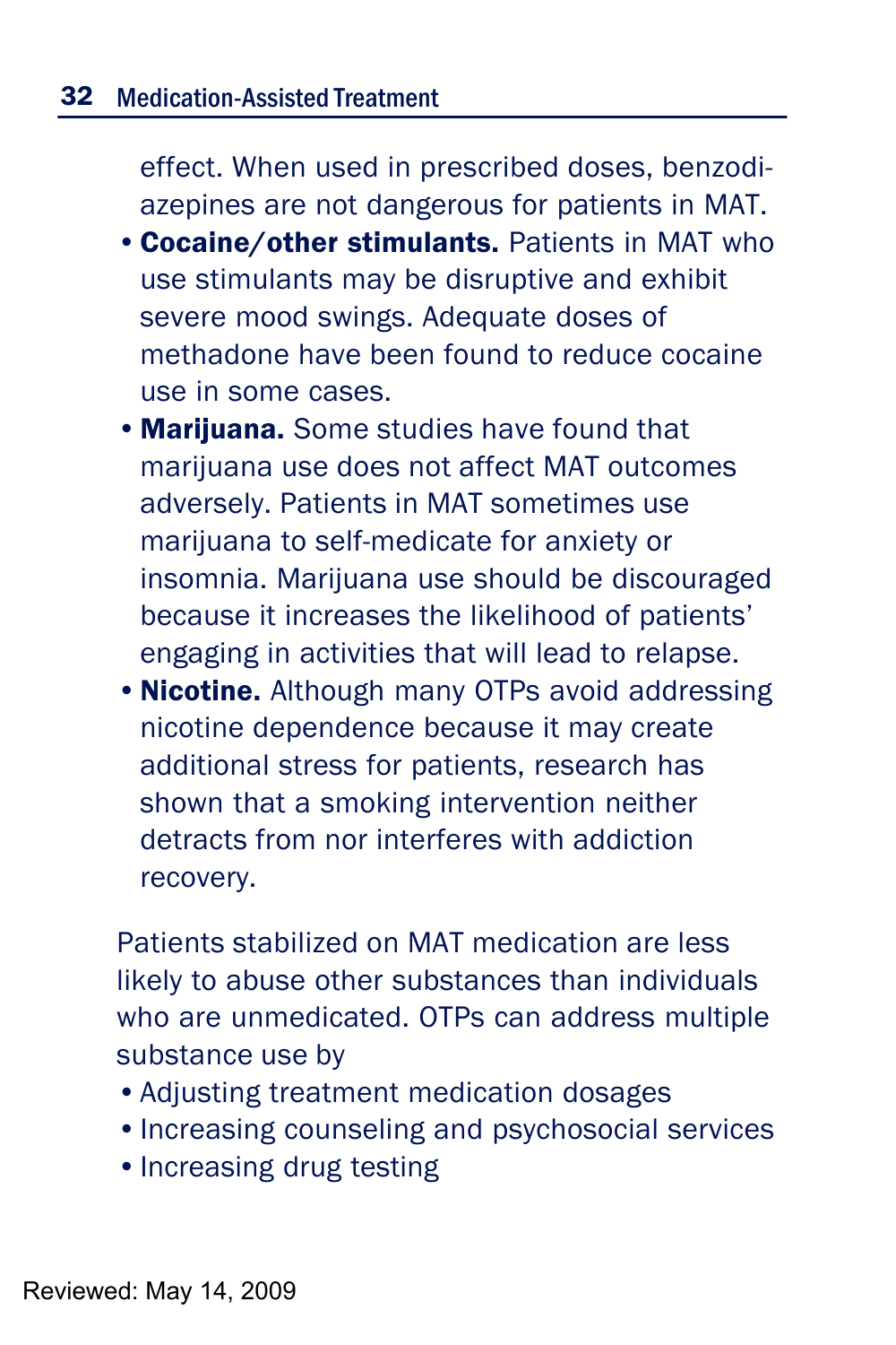effect. When used in prescribed doses, benzodiazepines are not dangerous for patients in MAT.

- **Cocaine/other stimulants.** Patients in MAT who use stimulants may be disruptive and exhibit severe mood swings. Adequate doses of methadone have been found to reduce cocaine use in some cases.
- **Marijuana.** Some studies have found that marijuana use does not affect MAT outcomes adversely. Patients in MAT sometimes use marijuana to self-medicate for anxiety or insomnia. Marijuana use should be discouraged because it increases the likelihood of patients' engaging in activities that will lead to relapse.
- **Nicotine.** Although many OTPs avoid addressing nicotine dependence because it may create additional stress for patients, research has shown that a smoking intervention neither detracts from nor interferes with addiction recovery.

Patients stabilized on MAT medication are less likely to abuse other substances than individuals who are unmedicated. OTPs can address multiple substance use by

- Adjusting treatment medication dosages
- Increasing counseling and psychosocial services
- Increasing drug testing

Reviewed: May 14, 2009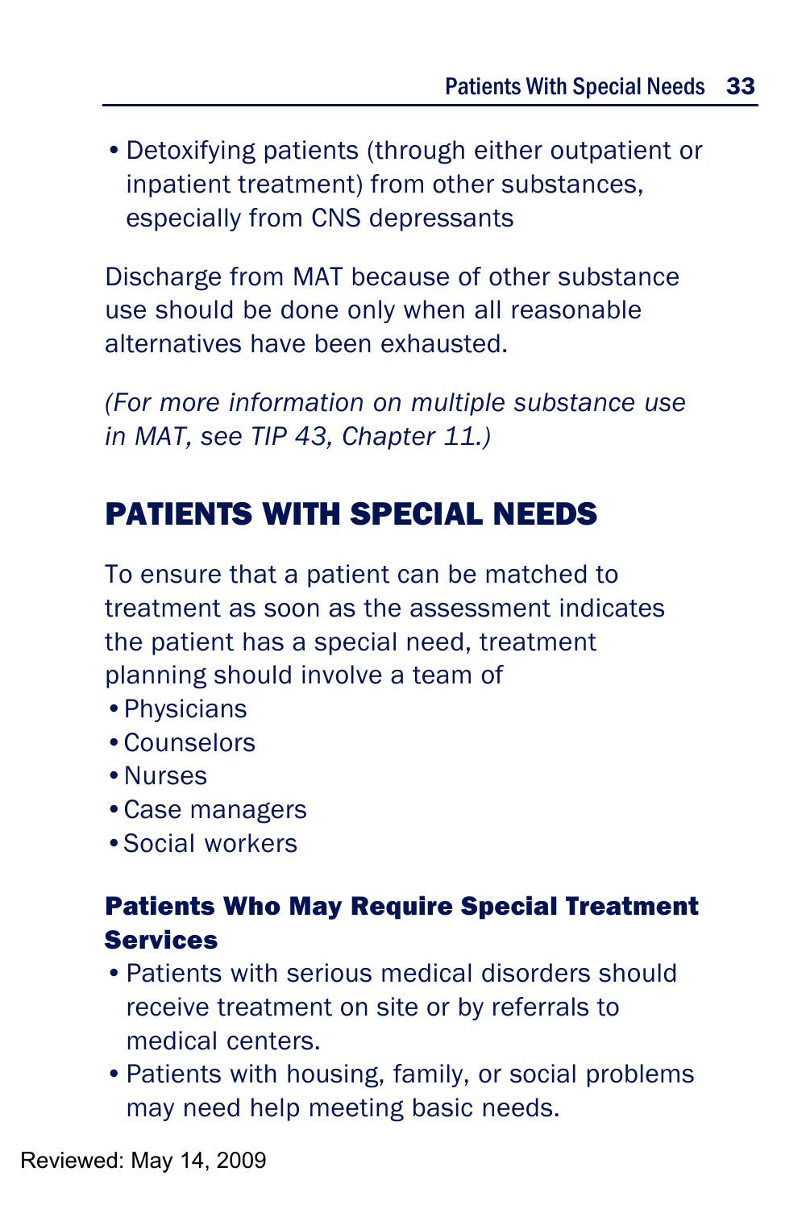- Detoxifying patients (through either outpatient or inpatient treatment) from other substances, especially from CNS depressants

Discharge from MAT because of other substance use should be done only when all reasonable alternatives have been exhausted.

*(For more information on multiple substance use in MAT, see TIP 43, Chapter 11.)*

## PATIENTS WITH SPECIAL NEEDS

To ensure that a patient can be matched to treatment as soon as the assessment indicates the patient has a special need, treatment planning should involve a team of

- Physicians
- Counselors
- Nurses
- Case managers
- Social workers

### Patients Who May Require Special Treatment Services

- Patients with serious medical disorders should receive treatment on site or by referrals to medical centers.
- Patients with housing, family, or social problems may need help meeting basic needs.

Reviewed: May 14, 2009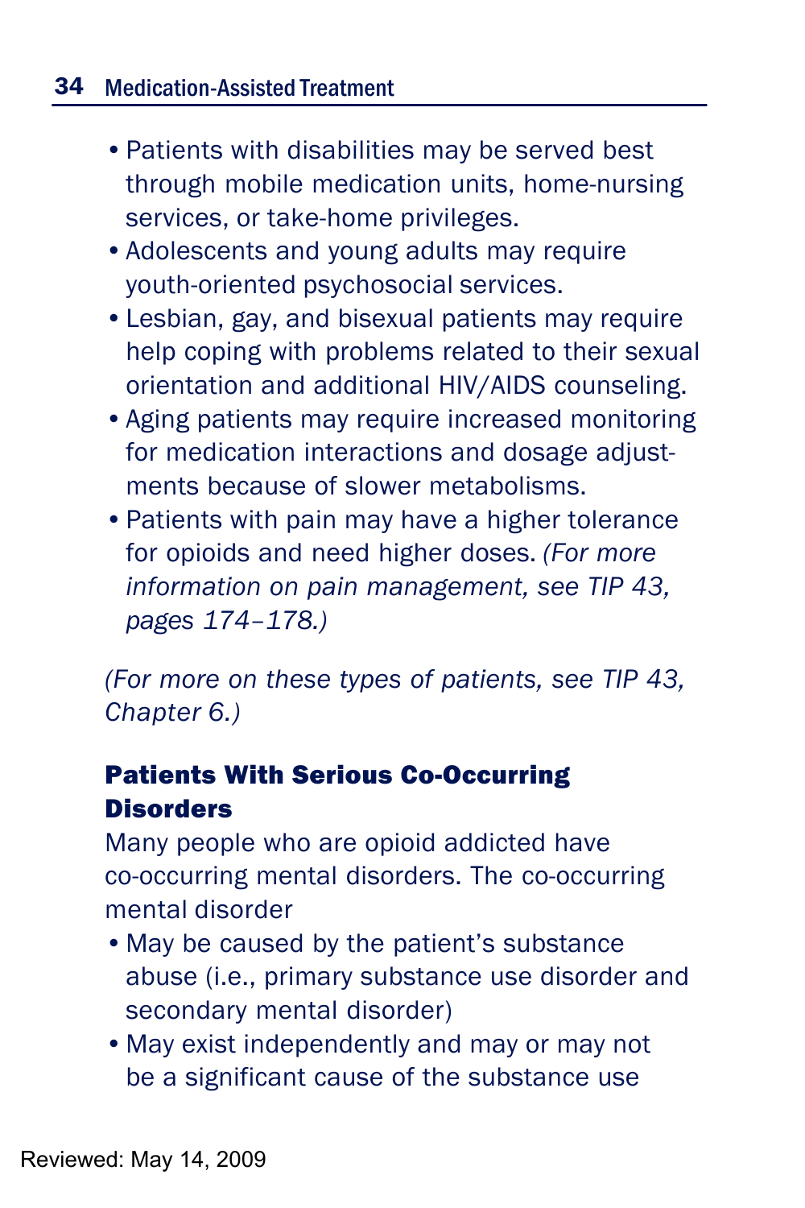- Patients with disabilities may be served best through mobile medication units, home-nursing services, or take-home privileges.
- Adolescents and young adults may require youth-oriented psychosocial services.
- Lesbian, gay, and bisexual patients may require help coping with problems related to their sexual orientation and additional HIV/AIDS counseling.
- Aging patients may require increased monitoring for medication interactions and dosage adjustments because of slower metabolisms.
- Patients with pain may have a higher tolerance for opioids and need higher doses. *(For more information on pain management, see TIP 43, pages 174–178.)*

*(For more on these types of patients, see TIP 43, Chapter 6.)*

## Patients With Serious Co-Occurring Disorders

Many people who are opioid addicted have co-occurring mental disorders. The co-occurring mental disorder

- May be caused by the patient's substance abuse (i.e., primary substance use disorder and secondary mental disorder)
- May exist independently and may or may not be a significant cause of the substance use

Reviewed: May 14, 2009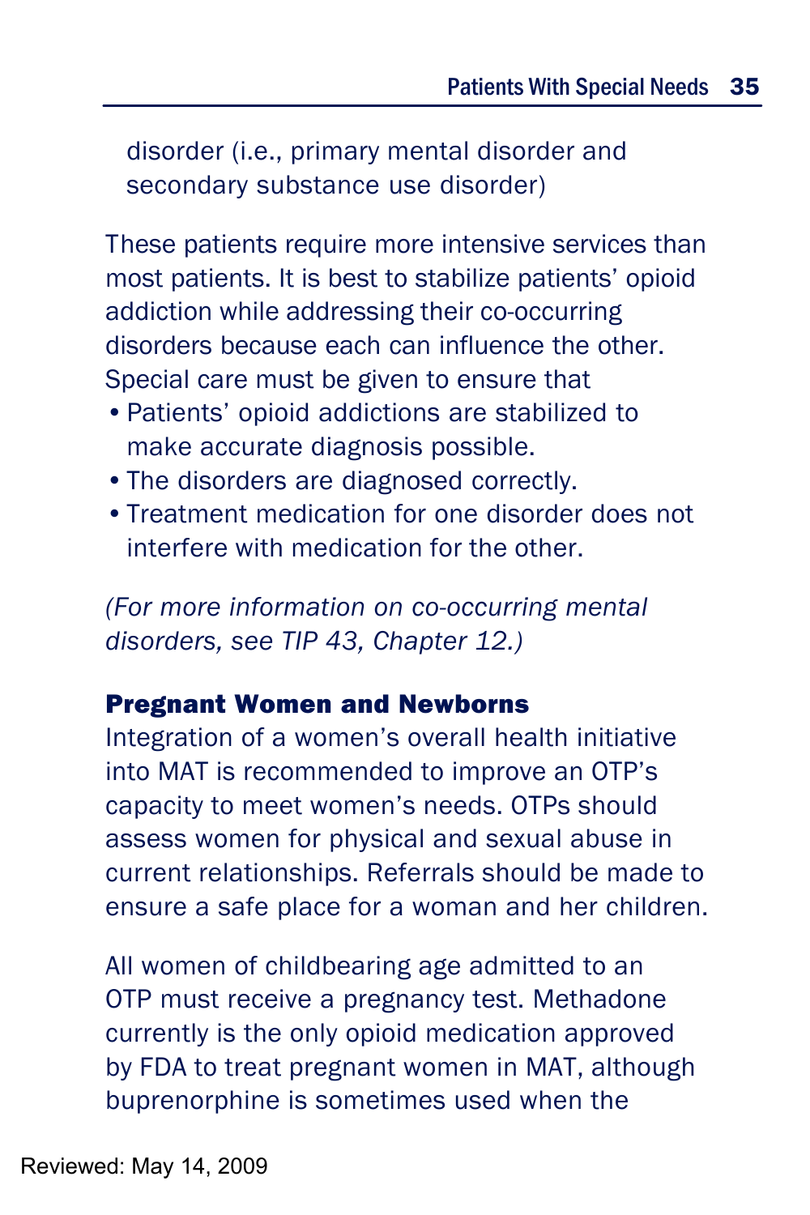disorder (i.e., primary mental disorder and secondary substance use disorder)

These patients require more intensive services than most patients. It is best to stabilize patients' opioid addiction while addressing their co-occurring disorders because each can influence the other. Special care must be given to ensure that

- Patients' opioid addictions are stabilized to make accurate diagnosis possible.
- The disorders are diagnosed correctly.
- Treatment medication for one disorder does not interfere with medication for the other.

*(For more information on co-occurring mental disorders, see TIP 43, Chapter 12.)*

### Pregnant Women and Newborns

Integration of a women's overall health initiative into MAT is recommended to improve an OTP's capacity to meet women's needs. OTPs should assess women for physical and sexual abuse in current relationships. Referrals should be made to ensure a safe place for a woman and her children.

All women of childbearing age admitted to an OTP must receive a pregnancy test. Methadone currently is the only opioid medication approved by FDA to treat pregnant women in MAT, although buprenorphine is sometimes used when the

Reviewed: May 14, 2009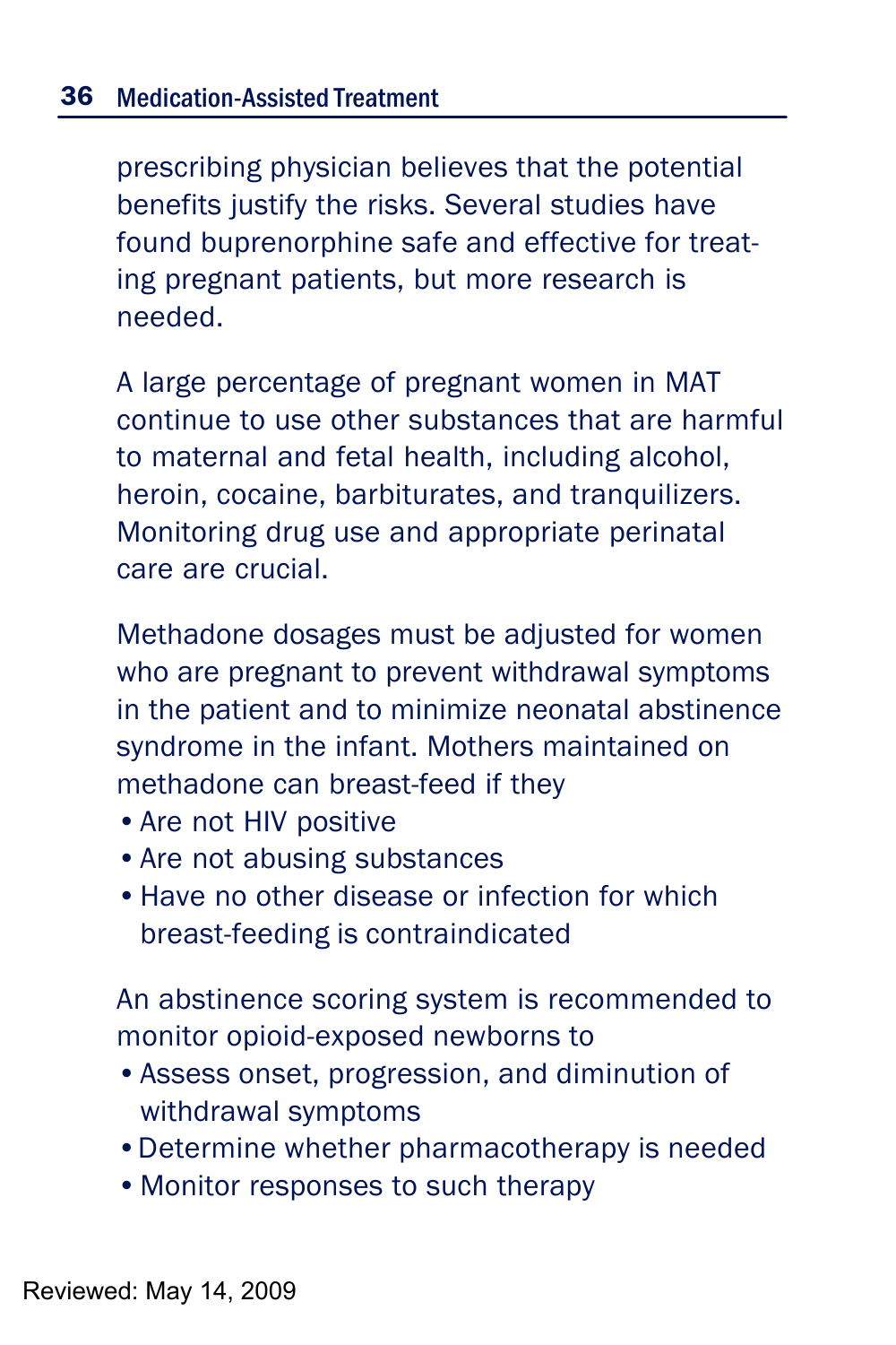prescribing physician believes that the potential benefits justify the risks. Several studies have found buprenorphine safe and effective for treating pregnant patients, but more research is needed.

A large percentage of pregnant women in MAT continue to use other substances that are harmful to maternal and fetal health, including alcohol, heroin, cocaine, barbiturates, and tranquilizers. Monitoring drug use and appropriate perinatal care are crucial.

Methadone dosages must be adjusted for women who are pregnant to prevent withdrawal symptoms in the patient and to minimize neonatal abstinence syndrome in the infant. Mothers maintained on methadone can breast-feed if they

- Are not HIV positive
- Are not abusing substances
- Have no other disease or infection for which breast-feeding is contraindicated

An abstinence scoring system is recommended to monitor opioid-exposed newborns to

- Assess onset, progression, and diminution of withdrawal symptoms
- Determine whether pharmacotherapy is needed
- Monitor responses to such therapy

Reviewed: May 14, 2009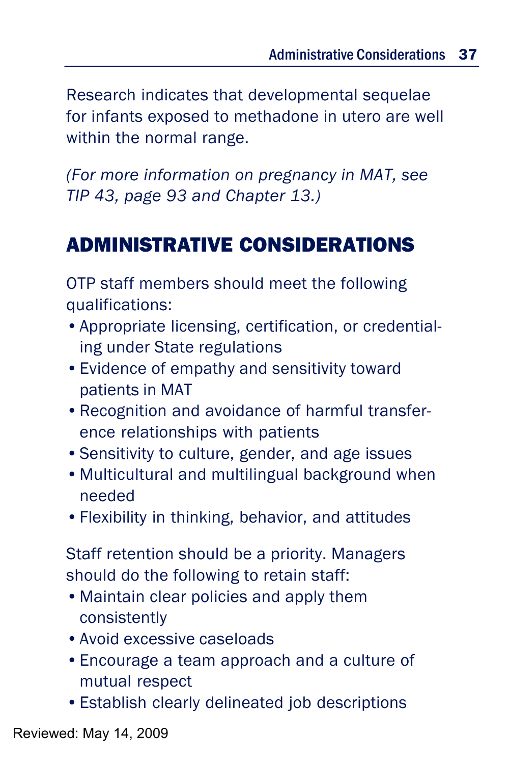Research indicates that developmental sequelae for infants exposed to methadone in utero are well within the normal range.

*(For more information on pregnancy in MAT, see TIP 43, page 93 and Chapter 13.)*

## ADMINISTRATIVE CONSIDERATIONS

OTP staff members should meet the following qualifications:

- Appropriate licensing, certification, or credentialing under State regulations
- Evidence of empathy and sensitivity toward patients in MAT
- Recognition and avoidance of harmful transference relationships with patients
- Sensitivity to culture, gender, and age issues
- Multicultural and multilingual background when needed
- Flexibility in thinking, behavior, and attitudes

Staff retention should be a priority. Managers should do the following to retain staff:

- Maintain clear policies and apply them consistently
- Avoid excessive caseloads
- Encourage a team approach and a culture of mutual respect
- Establish clearly delineated job descriptions

Reviewed: May 14, 2009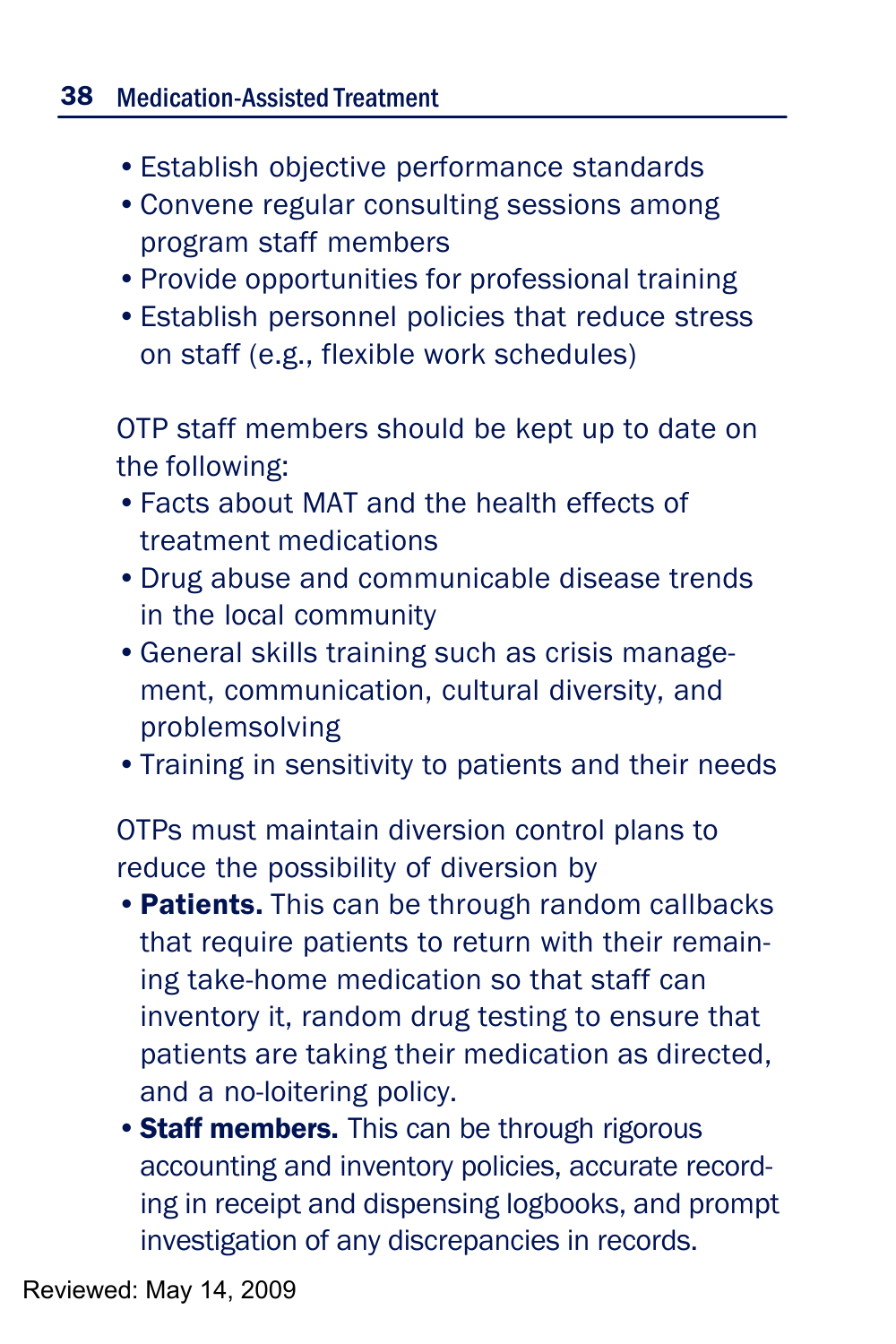- Establish objective performance standards
- Convene regular consulting sessions among program staff members
- Provide opportunities for professional training
- Establish personnel policies that reduce stress on staff (e.g., flexible work schedules)

OTP staff members should be kept up to date on the following:

- Facts about MAT and the health effects of treatment medications
- Drug abuse and communicable disease trends in the local community
- General skills training such as crisis management, communication, cultural diversity, and problemsolving
- Training in sensitivity to patients and their needs

OTPs must maintain diversion control plans to reduce the possibility of diversion by

- **Patients.** This can be through random callbacks that require patients to return with their remaining take-home medication so that staff can inventory it, random drug testing to ensure that patients are taking their medication as directed, and a no-loitering policy.
- **Staff members.** This can be through rigorous accounting and inventory policies, accurate recording in receipt and dispensing logbooks, and prompt investigation of any discrepancies in records.

Reviewed: May 14, 2009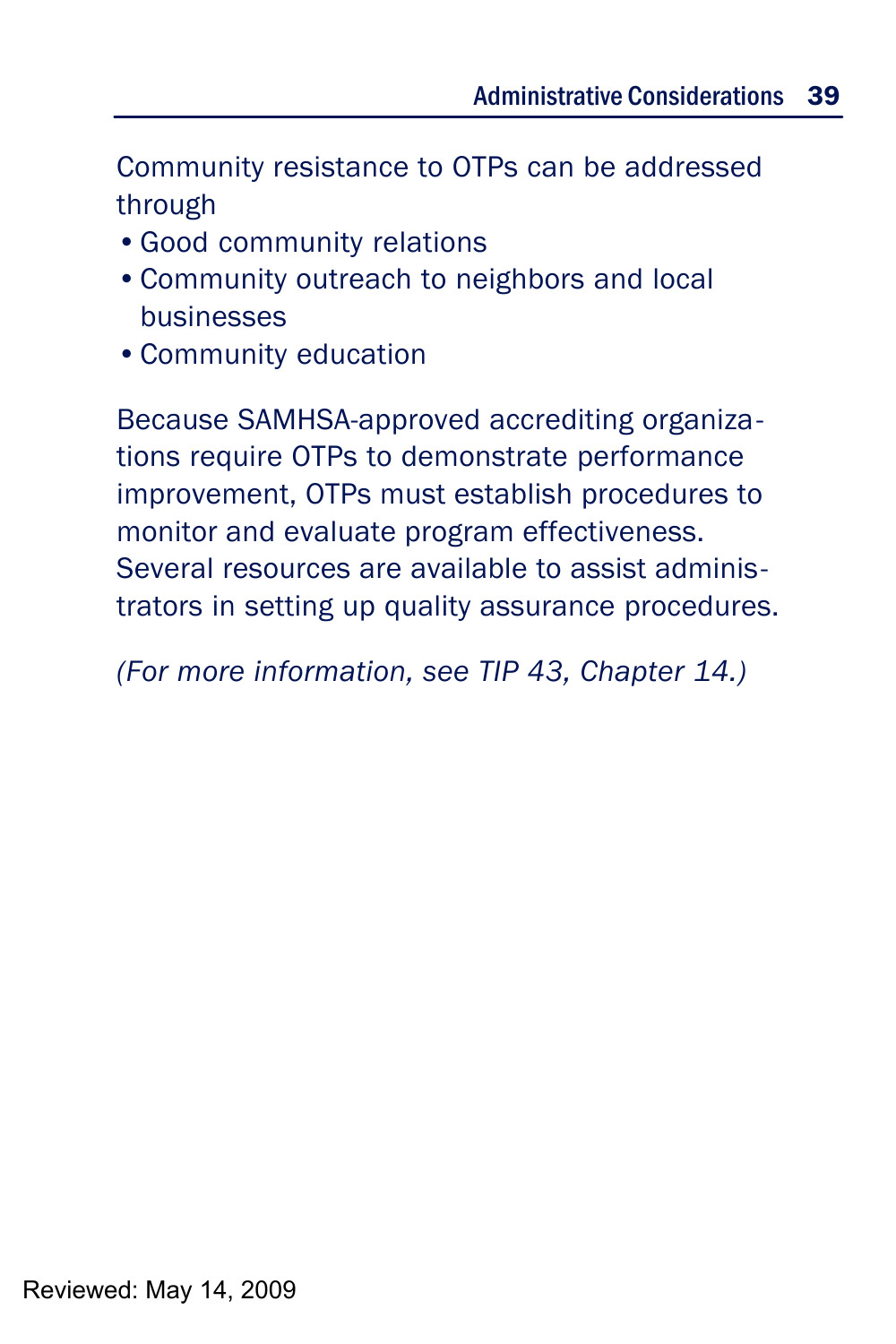Community resistance to OTPs can be addressed through

- Good community relations
- Community outreach to neighbors and local businesses
- Community education

Because SAMHSA-approved accrediting organizations require OTPs to demonstrate performance improvement, OTPs must establish procedures to monitor and evaluate program effectiveness. Several resources are available to assist administrators in setting up quality assurance procedures.

*(For more information, see TIP 43, Chapter 14.)*

Reviewed: May 14, 2009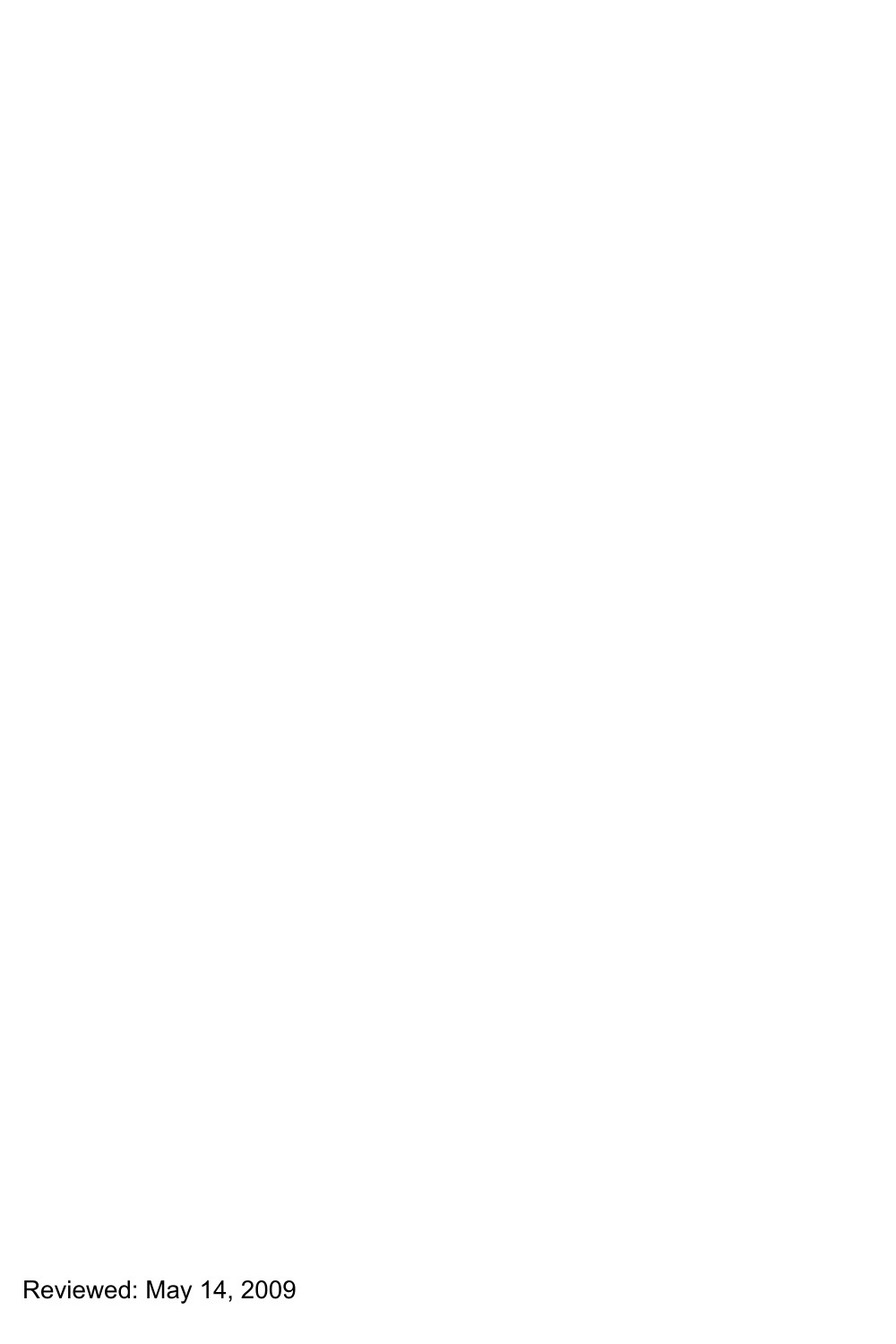Reviewed: May 14, 2009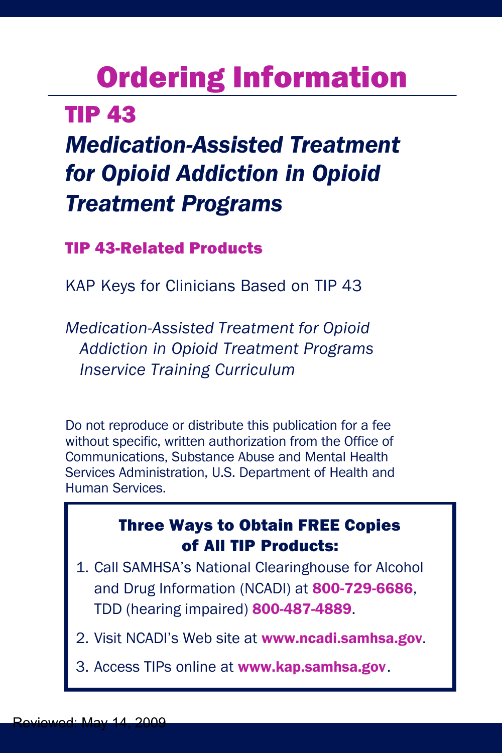# Ordering Information

## TIP 43

## *Medication-Assisted Treatment for Opioid Addiction in Opioid Treatment Programs*

### TIP 43-Related Products

KAP Keys for Clinicians Based on TIP 43

*Medication-Assisted Treatment for Opioid Addiction in Opioid Treatment Programs Inservice Training Curriculum*

Do not reproduce or distribute this publication for a fee without specific, written authorization from the Office of Communications, Substance Abuse and Mental Health Services Administration, U.S. Department of Health and Human Services.

**Three Ways to Obtain FREE Copies of All TIP Products:**

1. Call SAMHSA's National Clearinghouse for Alcohol and Drug Information (NCADI) at **800-729-6686**, TDD (hearing impaired) **800-487-4889**.
2. Visit NCADI's Web site at **www.ncadi.samhsa.gov**.
3. Access TIPs online at **www.kap.samhsa.gov**.

Reviewed: May 14, 2009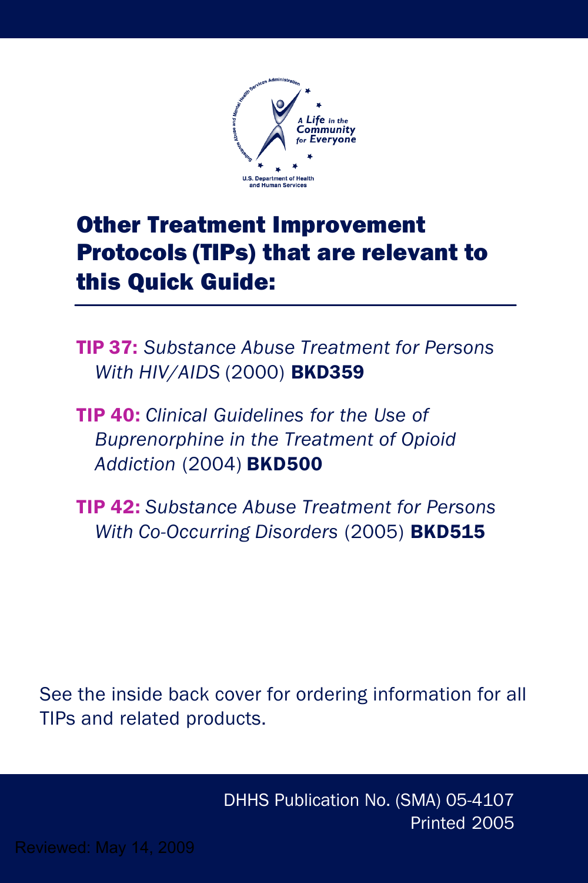## Other Treatment Improvement Protocols (TIPs) that are relevant to this Quick Guide:

**TIP 37:** *Substance Abuse Treatment for Persons With HIV/AIDS* (2000) **BKD359**

**TIP 40:** *Clinical Guidelines for the Use of Buprenorphine in the Treatment of Opioid Addiction* (2004) **BKD500**

**TIP 42:** *Substance Abuse Treatment for Persons With Co-Occurring Disorders* (2005) **BKD515**

See the inside back cover for ordering information for all TIPs and related products.

DHHS Publication No. (SMA) 05-4107
Printed 2005

Reviewed: May 14, 2009